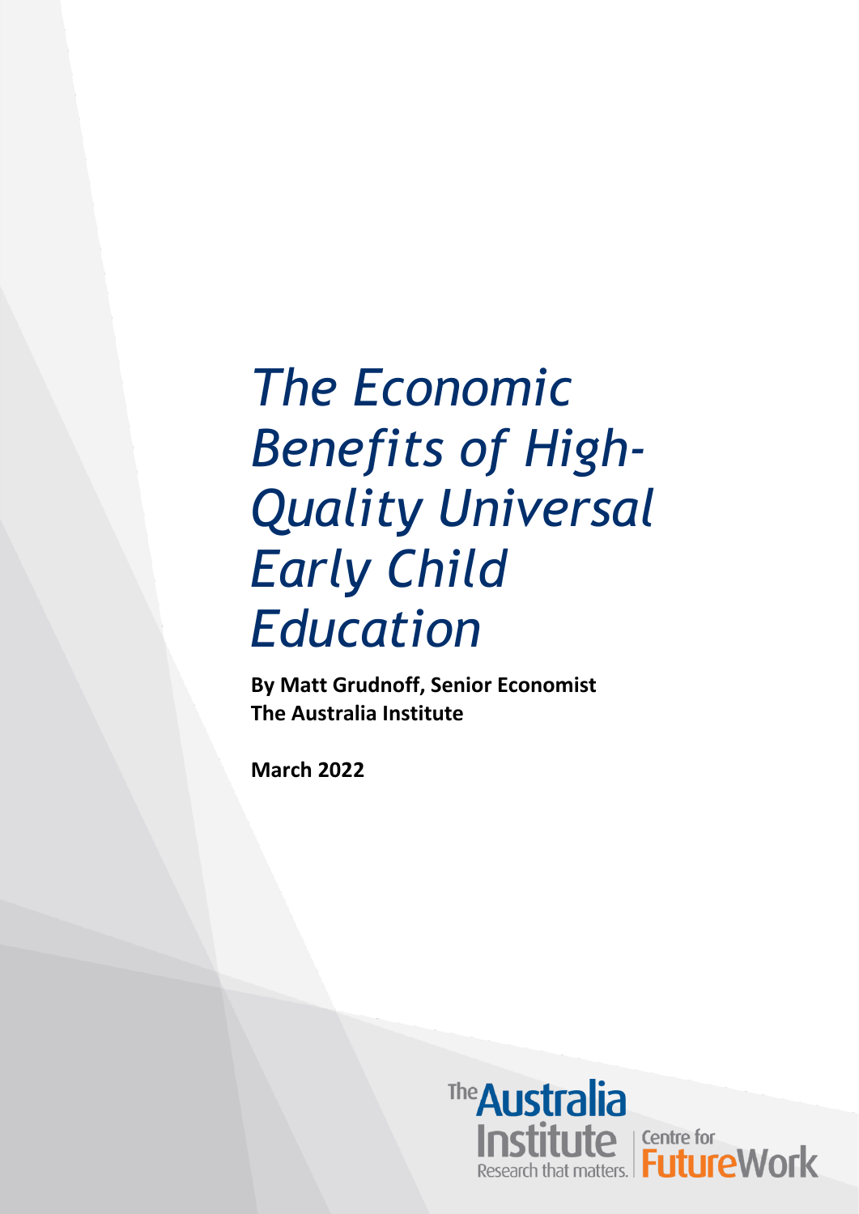# *The Economic Benefits of High-Quality Universal Early Child Education*

**By Matt Grudnoff, Senior Economist**
**The Australia Institute**

**March 2022**

The Australia Institute
Research that matters.
Centre for Future Work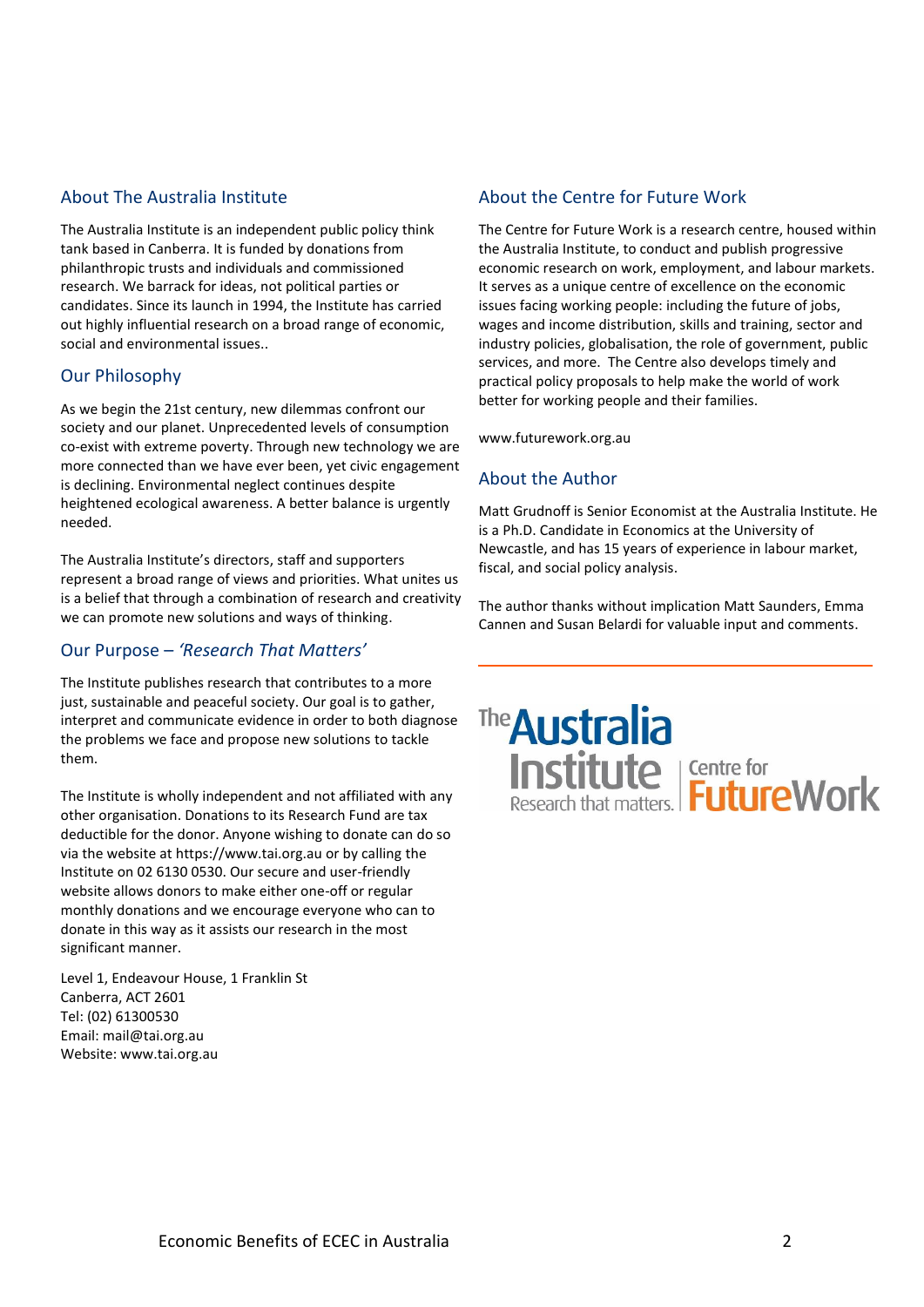## About The Australia Institute

The Australia Institute is an independent public policy think tank based in Canberra. It is funded by donations from philanthropic trusts and individuals and commissioned research. We barrack for ideas, not political parties or candidates. Since its launch in 1994, the Institute has carried out highly influential research on a broad range of economic, social and environmental issues..

## Our Philosophy

As we begin the 21st century, new dilemmas confront our society and our planet. Unprecedented levels of consumption co-exist with extreme poverty. Through new technology we are more connected than we have ever been, yet civic engagement is declining. Environmental neglect continues despite heightened ecological awareness. A better balance is urgently needed.

The Australia Institute's directors, staff and supporters represent a broad range of views and priorities. What unites us is a belief that through a combination of research and creativity we can promote new solutions and ways of thinking.

## Our Purpose – *'Research That Matters'*

The Institute publishes research that contributes to a more just, sustainable and peaceful society. Our goal is to gather, interpret and communicate evidence in order to both diagnose the problems we face and propose new solutions to tackle them.

The Institute is wholly independent and not affiliated with any other organisation. Donations to its Research Fund are tax deductible for the donor. Anyone wishing to donate can do so via the website at https://www.tai.org.au or by calling the Institute on 02 6130 0530. Our secure and user-friendly website allows donors to make either one-off or regular monthly donations and we encourage everyone who can to donate in this way as it assists our research in the most significant manner.

Level 1, Endeavour House, 1 Franklin St
Canberra, ACT 2601
Tel: (02) 61300530
Email: mail@tai.org.au
Website: www.tai.org.au

## About the Centre for Future Work

The Centre for Future Work is a research centre, housed within the Australia Institute, to conduct and publish progressive economic research on work, employment, and labour markets. It serves as a unique centre of excellence on the economic issues facing working people: including the future of jobs, wages and income distribution, skills and training, sector and industry policies, globalisation, the role of government, public services, and more. The Centre also develops timely and practical policy proposals to help make the world of work better for working people and their families.

www.futurework.org.au

## About the Author

Matt Grudnoff is Senior Economist at the Australia Institute. He is a Ph.D. Candidate in Economics at the University of Newcastle, and has 15 years of experience in labour market, fiscal, and social policy analysis.

The author thanks without implication Matt Saunders, Emma Cannen and Susan Belardi for valuable input and comments.

The Australia Institute
Research that matters.

Centre for FutureWork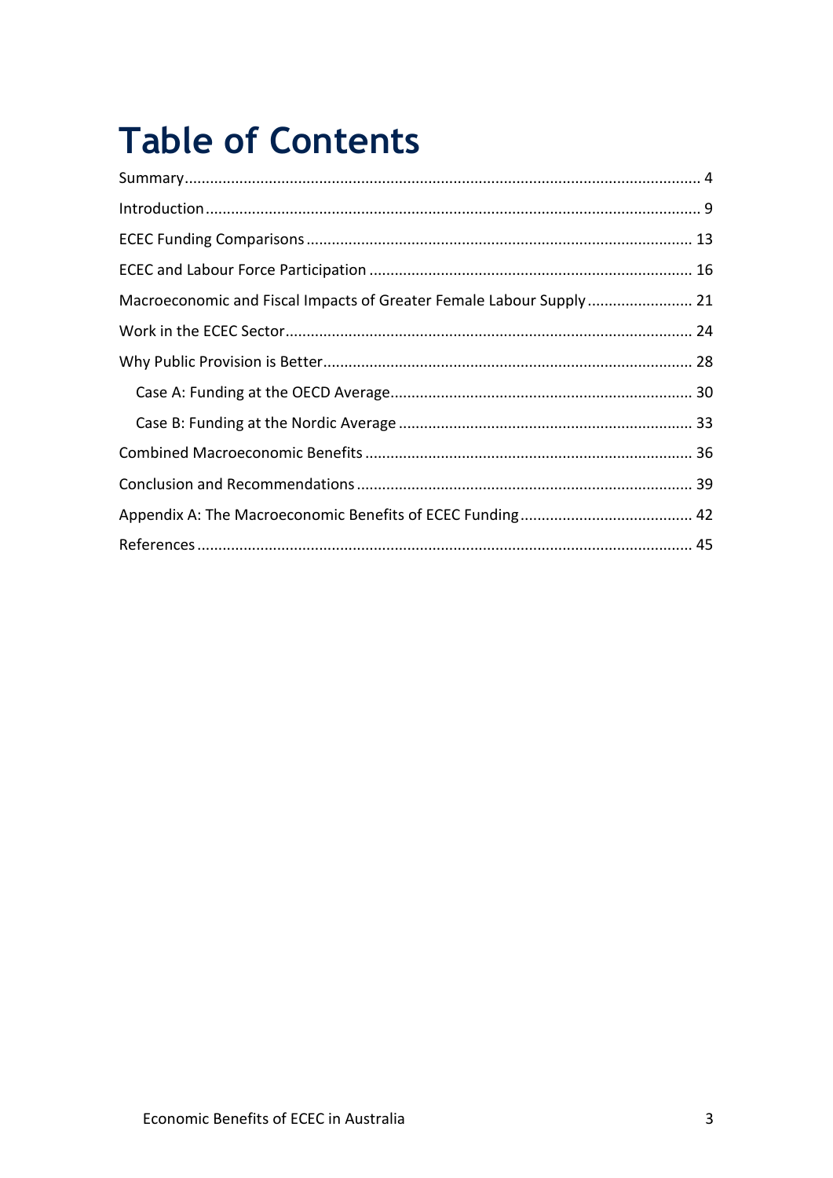# Table of Contents

Summary ........................................................................................................................ 4

Introduction .................................................................................................................... 9

ECEC Funding Comparisons .......................................................................................... 13

ECEC and Labour Force Participation ............................................................................ 16

Macroeconomic and Fiscal Impacts of Greater Female Labour Supply ......................... 21

Work in the ECEC Sector ................................................................................................ 24

Why Public Provision is Better ....................................................................................... 28

- Case A: Funding at the OECD Average ........................................................................ 30
- Case B: Funding at the Nordic Average ...................................................................... 33

Combined Macroeconomic Benefits ............................................................................. 36

Conclusion and Recommendations ............................................................................... 39

Appendix A: The Macroeconomic Benefits of ECEC Funding ......................................... 42

References .................................................................................................................... 45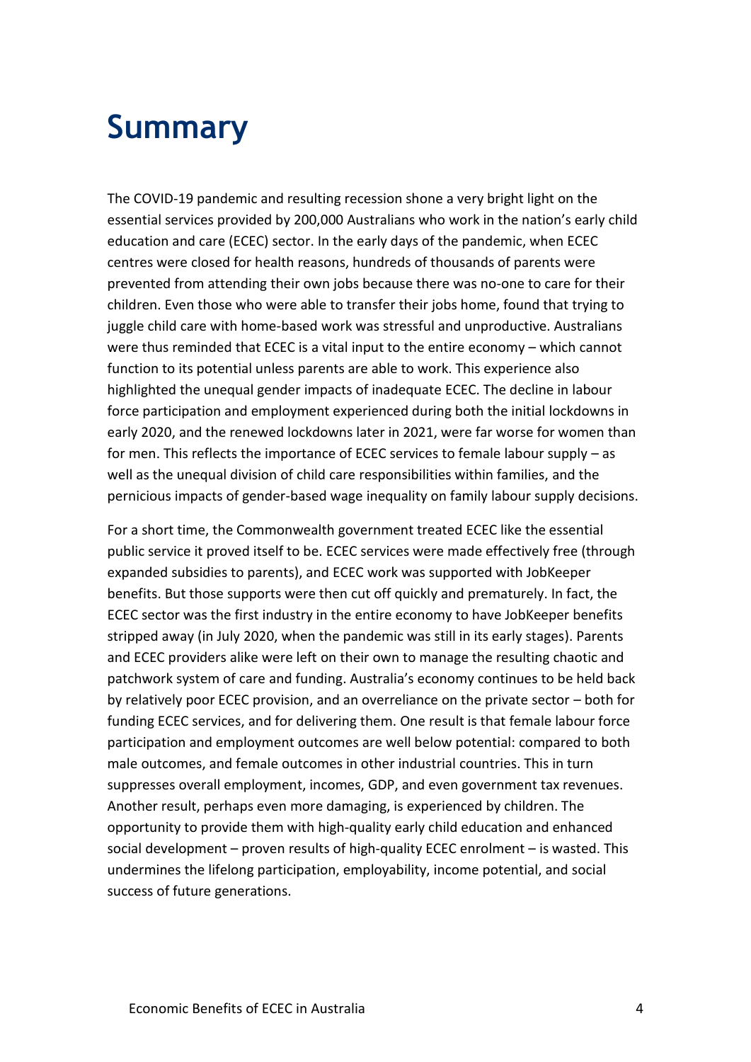# Summary

The COVID-19 pandemic and resulting recession shone a very bright light on the essential services provided by 200,000 Australians who work in the nation's early child education and care (ECEC) sector. In the early days of the pandemic, when ECEC centres were closed for health reasons, hundreds of thousands of parents were prevented from attending their own jobs because there was no-one to care for their children. Even those who were able to transfer their jobs home, found that trying to juggle child care with home-based work was stressful and unproductive. Australians were thus reminded that ECEC is a vital input to the entire economy – which cannot function to its potential unless parents are able to work. This experience also highlighted the unequal gender impacts of inadequate ECEC. The decline in labour force participation and employment experienced during both the initial lockdowns in early 2020, and the renewed lockdowns later in 2021, were far worse for women than for men. This reflects the importance of ECEC services to female labour supply – as well as the unequal division of child care responsibilities within families, and the pernicious impacts of gender-based wage inequality on family labour supply decisions.

For a short time, the Commonwealth government treated ECEC like the essential public service it proved itself to be. ECEC services were made effectively free (through expanded subsidies to parents), and ECEC work was supported with JobKeeper benefits. But those supports were then cut off quickly and prematurely. In fact, the ECEC sector was the first industry in the entire economy to have JobKeeper benefits stripped away (in July 2020, when the pandemic was still in its early stages). Parents and ECEC providers alike were left on their own to manage the resulting chaotic and patchwork system of care and funding. Australia's economy continues to be held back by relatively poor ECEC provision, and an overreliance on the private sector – both for funding ECEC services, and for delivering them. One result is that female labour force participation and employment outcomes are well below potential: compared to both male outcomes, and female outcomes in other industrial countries. This in turn suppresses overall employment, incomes, GDP, and even government tax revenues. Another result, perhaps even more damaging, is experienced by children. The opportunity to provide them with high-quality early child education and enhanced social development – proven results of high-quality ECEC enrolment – is wasted. This undermines the lifelong participation, employability, income potential, and social success of future generations.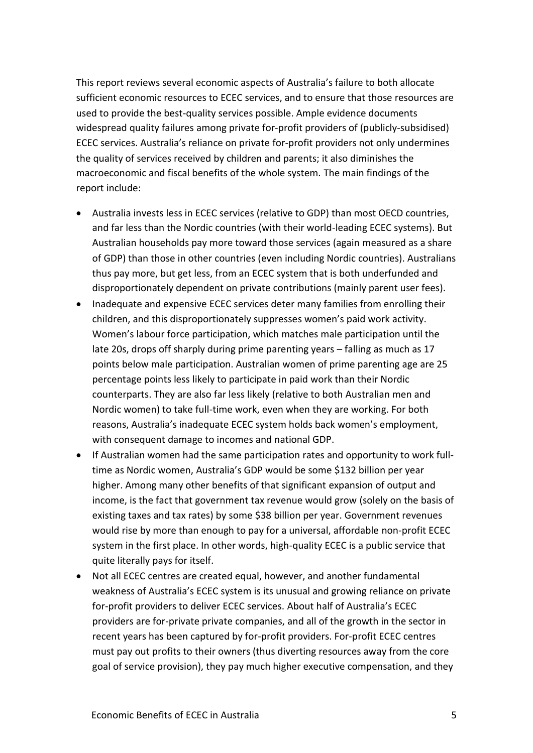This report reviews several economic aspects of Australia's failure to both allocate sufficient economic resources to ECEC services, and to ensure that those resources are used to provide the best-quality services possible. Ample evidence documents widespread quality failures among private for-profit providers of (publicly-subsidised) ECEC services. Australia's reliance on private for-profit providers not only undermines the quality of services received by children and parents; it also diminishes the macroeconomic and fiscal benefits of the whole system. The main findings of the report include:

- Australia invests less in ECEC services (relative to GDP) than most OECD countries, and far less than the Nordic countries (with their world-leading ECEC systems). But Australian households pay more toward those services (again measured as a share of GDP) than those in other countries (even including Nordic countries). Australians thus pay more, but get less, from an ECEC system that is both underfunded and disproportionately dependent on private contributions (mainly parent user fees).
- Inadequate and expensive ECEC services deter many families from enrolling their children, and this disproportionately suppresses women's paid work activity. Women's labour force participation, which matches male participation until the late 20s, drops off sharply during prime parenting years – falling as much as 17 points below male participation. Australian women of prime parenting age are 25 percentage points less likely to participate in paid work than their Nordic counterparts. They are also far less likely (relative to both Australian men and Nordic women) to take full-time work, even when they are working. For both reasons, Australia's inadequate ECEC system holds back women's employment, with consequent damage to incomes and national GDP.
- If Australian women had the same participation rates and opportunity to work full-time as Nordic women, Australia's GDP would be some $132 billion per year higher. Among many other benefits of that significant expansion of output and income, is the fact that government tax revenue would grow (solely on the basis of existing taxes and tax rates) by some $38 billion per year. Government revenues would rise by more than enough to pay for a universal, affordable non-profit ECEC system in the first place. In other words, high-quality ECEC is a public service that quite literally pays for itself.
- Not all ECEC centres are created equal, however, and another fundamental weakness of Australia's ECEC system is its unusual and growing reliance on private for-profit providers to deliver ECEC services. About half of Australia's ECEC providers are for-private private companies, and all of the growth in the sector in recent years has been captured by for-profit providers. For-profit ECEC centres must pay out profits to their owners (thus diverting resources away from the core goal of service provision), they pay much higher executive compensation, and they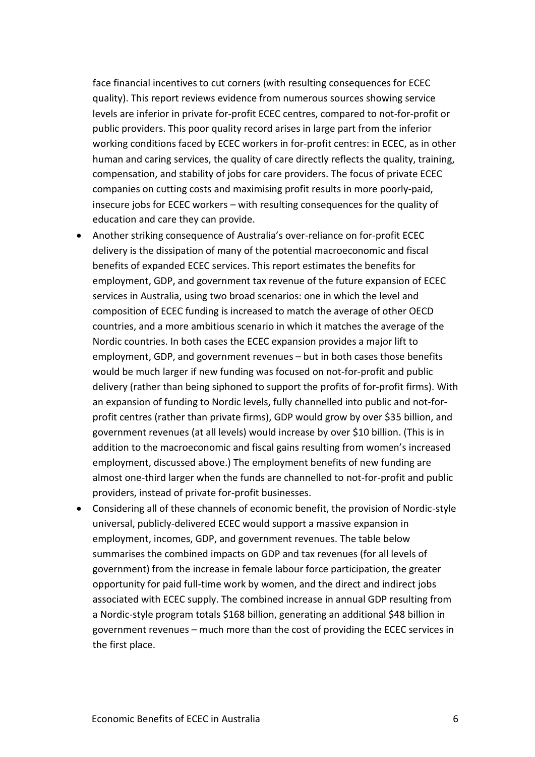face financial incentives to cut corners (with resulting consequences for ECEC quality). This report reviews evidence from numerous sources showing service levels are inferior in private for-profit ECEC centres, compared to not-for-profit or public providers. This poor quality record arises in large part from the inferior working conditions faced by ECEC workers in for-profit centres: in ECEC, as in other human and caring services, the quality of care directly reflects the quality, training, compensation, and stability of jobs for care providers. The focus of private ECEC companies on cutting costs and maximising profit results in more poorly-paid, insecure jobs for ECEC workers – with resulting consequences for the quality of education and care they can provide.

- Another striking consequence of Australia's over-reliance on for-profit ECEC delivery is the dissipation of many of the potential macroeconomic and fiscal benefits of expanded ECEC services. This report estimates the benefits for employment, GDP, and government tax revenue of the future expansion of ECEC services in Australia, using two broad scenarios: one in which the level and composition of ECEC funding is increased to match the average of other OECD countries, and a more ambitious scenario in which it matches the average of the Nordic countries. In both cases the ECEC expansion provides a major lift to employment, GDP, and government revenues – but in both cases those benefits would be much larger if new funding was focused on not-for-profit and public delivery (rather than being siphoned to support the profits of for-profit firms). With an expansion of funding to Nordic levels, fully channelled into public and not-for-profit centres (rather than private firms), GDP would grow by over $35 billion, and government revenues (at all levels) would increase by over $10 billion. (This is in addition to the macroeconomic and fiscal gains resulting from women's increased employment, discussed above.) The employment benefits of new funding are almost one-third larger when the funds are channelled to not-for-profit and public providers, instead of private for-profit businesses.
- Considering all of these channels of economic benefit, the provision of Nordic-style universal, publicly-delivered ECEC would support a massive expansion in employment, incomes, GDP, and government revenues. The table below summarises the combined impacts on GDP and tax revenues (for all levels of government) from the increase in female labour force participation, the greater opportunity for paid full-time work by women, and the direct and indirect jobs associated with ECEC supply. The combined increase in annual GDP resulting from a Nordic-style program totals $168 billion, generating an additional $48 billion in government revenues – much more than the cost of providing the ECEC services in the first place.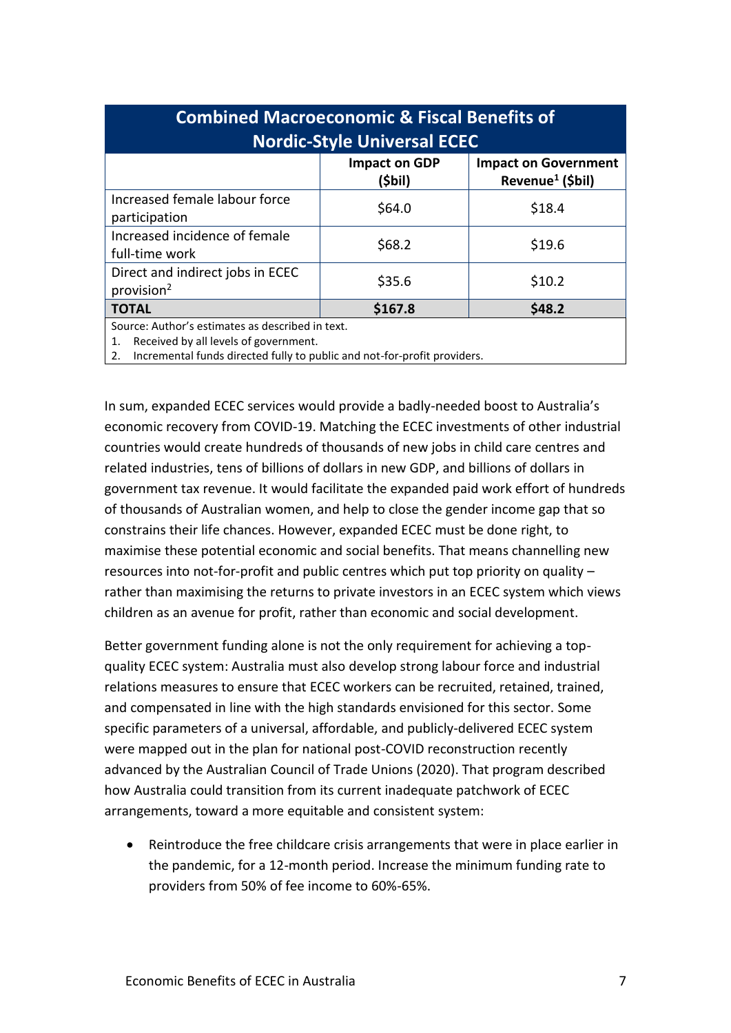| Combined Macroeconomic & Fiscal Benefits of Nordic-Style Universal ECEC | | |
|---|---|---|
| | Impact on GDP ($bil) | Impact on Government Revenue[1] ($bil) |
| Increased female labour force participation | $64.0 | $18.4 |
| Increased incidence of female full-time work | $68.2 | $19.6 |
| Direct and indirect jobs in ECEC provision[2] | $35.6 | $10.2 |
| **TOTAL** | **$167.8** | **$48.2** |

Source: Author's estimates as described in text.
1. Received by all levels of government.
2. Incremental funds directed fully to public and not-for-profit providers.

In sum, expanded ECEC services would provide a badly-needed boost to Australia's economic recovery from COVID-19. Matching the ECEC investments of other industrial countries would create hundreds of thousands of new jobs in child care centres and related industries, tens of billions of dollars in new GDP, and billions of dollars in government tax revenue. It would facilitate the expanded paid work effort of hundreds of thousands of Australian women, and help to close the gender income gap that so constrains their life chances. However, expanded ECEC must be done right, to maximise these potential economic and social benefits. That means channelling new resources into not-for-profit and public centres which put top priority on quality – rather than maximising the returns to private investors in an ECEC system which views children as an avenue for profit, rather than economic and social development.

Better government funding alone is not the only requirement for achieving a top-quality ECEC system: Australia must also develop strong labour force and industrial relations measures to ensure that ECEC workers can be recruited, retained, trained, and compensated in line with the high standards envisioned for this sector. Some specific parameters of a universal, affordable, and publicly-delivered ECEC system were mapped out in the plan for national post-COVID reconstruction recently advanced by the Australian Council of Trade Unions (2020). That program described how Australia could transition from its current inadequate patchwork of ECEC arrangements, toward a more equitable and consistent system:

- Reintroduce the free childcare crisis arrangements that were in place earlier in the pandemic, for a 12-month period. Increase the minimum funding rate to providers from 50% of fee income to 60%-65%.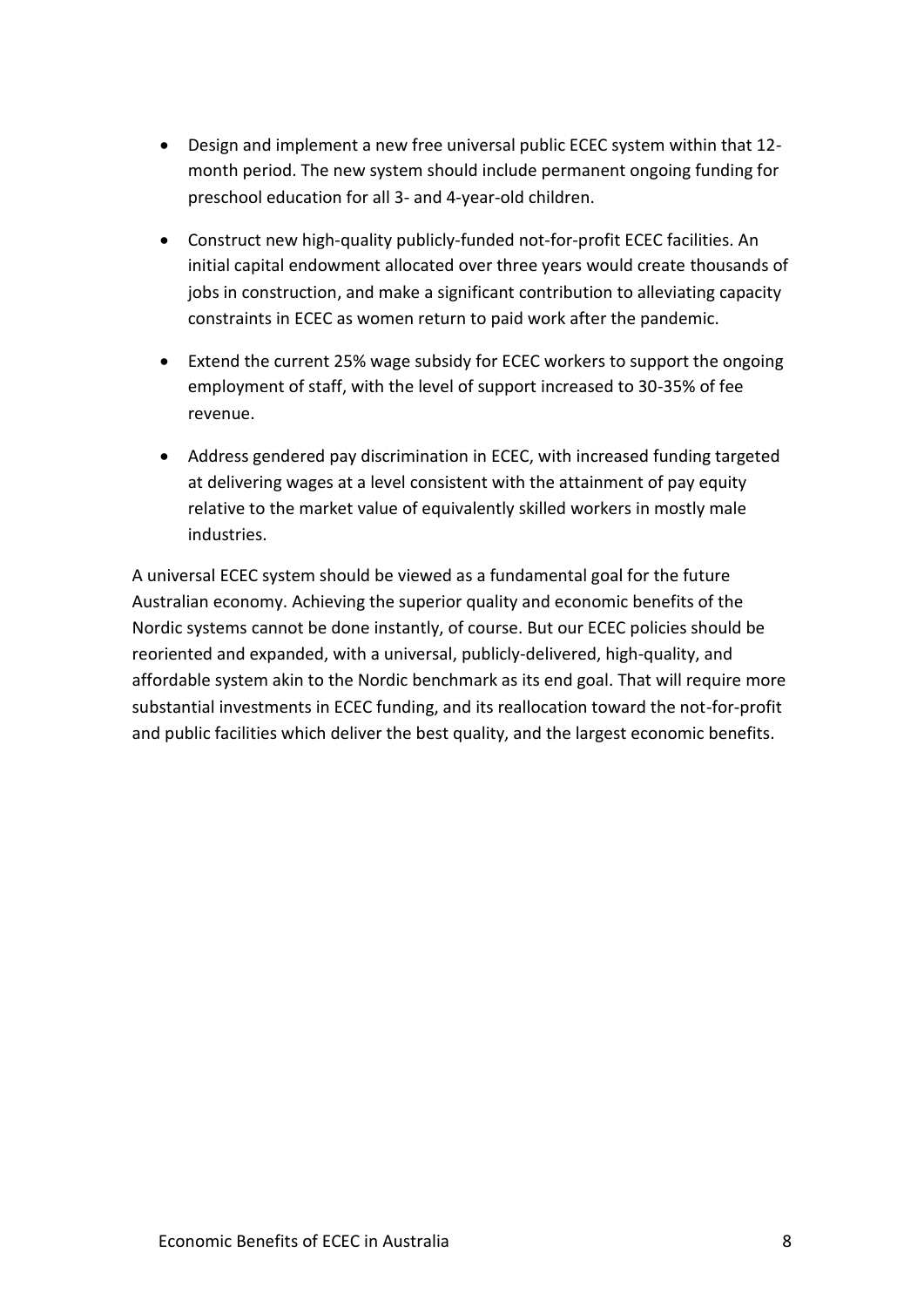- Design and implement a new free universal public ECEC system within that 12-month period. The new system should include permanent ongoing funding for preschool education for all 3- and 4-year-old children.
- Construct new high-quality publicly-funded not-for-profit ECEC facilities. An initial capital endowment allocated over three years would create thousands of jobs in construction, and make a significant contribution to alleviating capacity constraints in ECEC as women return to paid work after the pandemic.
- Extend the current 25% wage subsidy for ECEC workers to support the ongoing employment of staff, with the level of support increased to 30-35% of fee revenue.
- Address gendered pay discrimination in ECEC, with increased funding targeted at delivering wages at a level consistent with the attainment of pay equity relative to the market value of equivalently skilled workers in mostly male industries.

A universal ECEC system should be viewed as a fundamental goal for the future Australian economy. Achieving the superior quality and economic benefits of the Nordic systems cannot be done instantly, of course. But our ECEC policies should be reoriented and expanded, with a universal, publicly-delivered, high-quality, and affordable system akin to the Nordic benchmark as its end goal. That will require more substantial investments in ECEC funding, and its reallocation toward the not-for-profit and public facilities which deliver the best quality, and the largest economic benefits.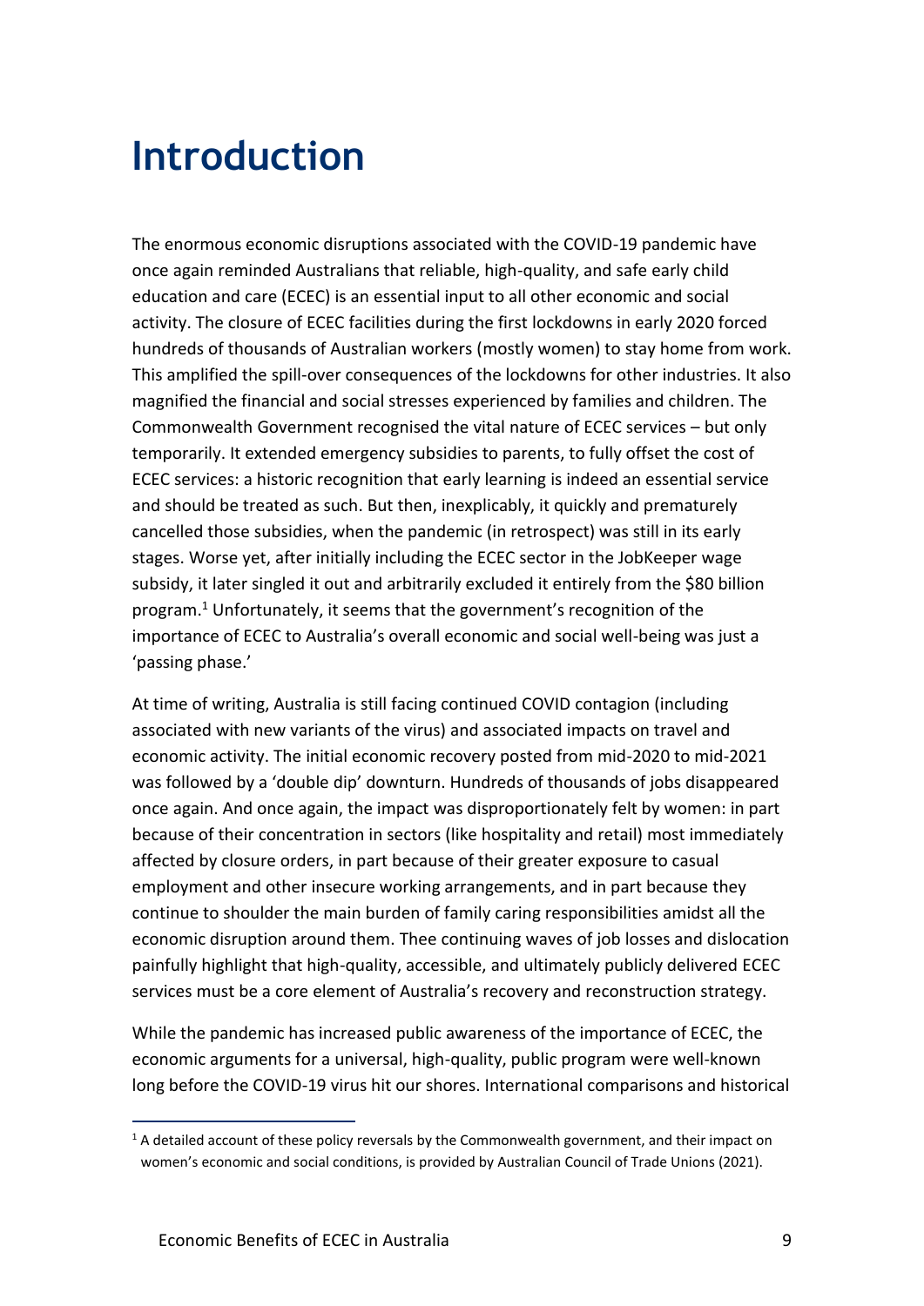# Introduction

The enormous economic disruptions associated with the COVID-19 pandemic have once again reminded Australians that reliable, high-quality, and safe early child education and care (ECEC) is an essential input to all other economic and social activity. The closure of ECEC facilities during the first lockdowns in early 2020 forced hundreds of thousands of Australian workers (mostly women) to stay home from work. This amplified the spill-over consequences of the lockdowns for other industries. It also magnified the financial and social stresses experienced by families and children. The Commonwealth Government recognised the vital nature of ECEC services – but only temporarily. It extended emergency subsidies to parents, to fully offset the cost of ECEC services: a historic recognition that early learning is indeed an essential service and should be treated as such. But then, inexplicably, it quickly and prematurely cancelled those subsidies, when the pandemic (in retrospect) was still in its early stages. Worse yet, after initially including the ECEC sector in the JobKeeper wage subsidy, it later singled it out and arbitrarily excluded it entirely from the $80 billion program.[1] Unfortunately, it seems that the government's recognition of the importance of ECEC to Australia's overall economic and social well-being was just a 'passing phase.'

At time of writing, Australia is still facing continued COVID contagion (including associated with new variants of the virus) and associated impacts on travel and economic activity. The initial economic recovery posted from mid-2020 to mid-2021 was followed by a 'double dip' downturn. Hundreds of thousands of jobs disappeared once again. And once again, the impact was disproportionately felt by women: in part because of their concentration in sectors (like hospitality and retail) most immediately affected by closure orders, in part because of their greater exposure to casual employment and other insecure working arrangements, and in part because they continue to shoulder the main burden of family caring responsibilities amidst all the economic disruption around them. Thee continuing waves of job losses and dislocation painfully highlight that high-quality, accessible, and ultimately publicly delivered ECEC services must be a core element of Australia's recovery and reconstruction strategy.

While the pandemic has increased public awareness of the importance of ECEC, the economic arguments for a universal, high-quality, public program were well-known long before the COVID-19 virus hit our shores. International comparisons and historical

[1] A detailed account of these policy reversals by the Commonwealth government, and their impact on women's economic and social conditions, is provided by Australian Council of Trade Unions (2021).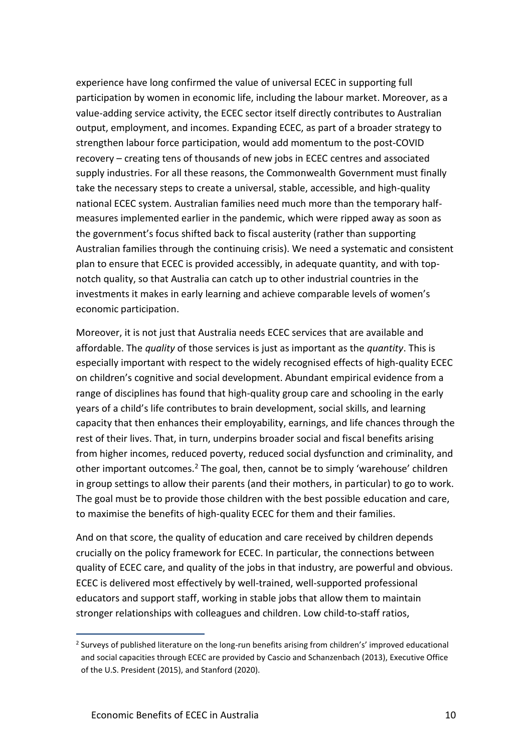experience have long confirmed the value of universal ECEC in supporting full participation by women in economic life, including the labour market. Moreover, as a value-adding service activity, the ECEC sector itself directly contributes to Australian output, employment, and incomes. Expanding ECEC, as part of a broader strategy to strengthen labour force participation, would add momentum to the post-COVID recovery – creating tens of thousands of new jobs in ECEC centres and associated supply industries. For all these reasons, the Commonwealth Government must finally take the necessary steps to create a universal, stable, accessible, and high-quality national ECEC system. Australian families need much more than the temporary half-measures implemented earlier in the pandemic, which were ripped away as soon as the government's focus shifted back to fiscal austerity (rather than supporting Australian families through the continuing crisis). We need a systematic and consistent plan to ensure that ECEC is provided accessibly, in adequate quantity, and with top-notch quality, so that Australia can catch up to other industrial countries in the investments it makes in early learning and achieve comparable levels of women's economic participation.

Moreover, it is not just that Australia needs ECEC services that are available and affordable. The *quality* of those services is just as important as the *quantity*. This is especially important with respect to the widely recognised effects of high-quality ECEC on children's cognitive and social development. Abundant empirical evidence from a range of disciplines has found that high-quality group care and schooling in the early years of a child's life contributes to brain development, social skills, and learning capacity that then enhances their employability, earnings, and life chances through the rest of their lives. That, in turn, underpins broader social and fiscal benefits arising from higher incomes, reduced poverty, reduced social dysfunction and criminality, and other important outcomes.[2] The goal, then, cannot be to simply 'warehouse' children in group settings to allow their parents (and their mothers, in particular) to go to work. The goal must be to provide those children with the best possible education and care, to maximise the benefits of high-quality ECEC for them and their families.

And on that score, the quality of education and care received by children depends crucially on the policy framework for ECEC. In particular, the connections between quality of ECEC care, and quality of the jobs in that industry, are powerful and obvious. ECEC is delivered most effectively by well-trained, well-supported professional educators and support staff, working in stable jobs that allow them to maintain stronger relationships with colleagues and children. Low child-to-staff ratios,

---

[2] Surveys of published literature on the long-run benefits arising from children's' improved educational and social capacities through ECEC are provided by Cascio and Schanzenbach (2013), Executive Office of the U.S. President (2015), and Stanford (2020).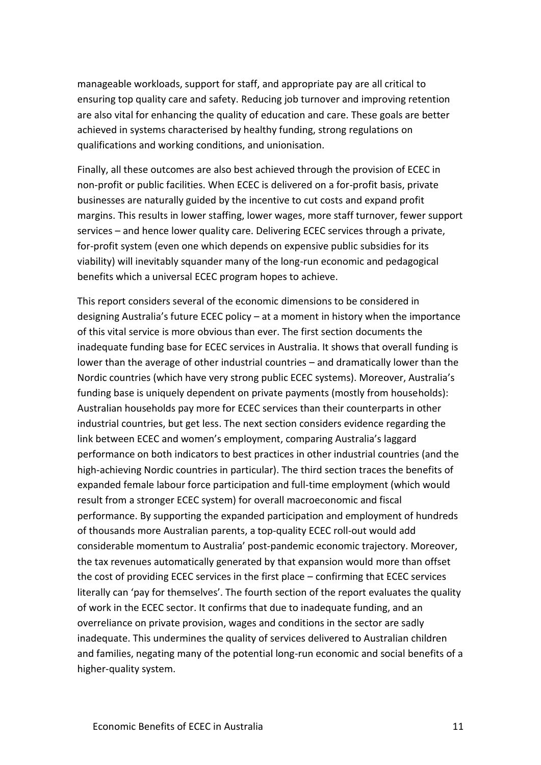manageable workloads, support for staff, and appropriate pay are all critical to ensuring top quality care and safety. Reducing job turnover and improving retention are also vital for enhancing the quality of education and care. These goals are better achieved in systems characterised by healthy funding, strong regulations on qualifications and working conditions, and unionisation.

Finally, all these outcomes are also best achieved through the provision of ECEC in non-profit or public facilities. When ECEC is delivered on a for-profit basis, private businesses are naturally guided by the incentive to cut costs and expand profit margins. This results in lower staffing, lower wages, more staff turnover, fewer support services – and hence lower quality care. Delivering ECEC services through a private, for-profit system (even one which depends on expensive public subsidies for its viability) will inevitably squander many of the long-run economic and pedagogical benefits which a universal ECEC program hopes to achieve.

This report considers several of the economic dimensions to be considered in designing Australia's future ECEC policy – at a moment in history when the importance of this vital service is more obvious than ever. The first section documents the inadequate funding base for ECEC services in Australia. It shows that overall funding is lower than the average of other industrial countries – and dramatically lower than the Nordic countries (which have very strong public ECEC systems). Moreover, Australia's funding base is uniquely dependent on private payments (mostly from households): Australian households pay more for ECEC services than their counterparts in other industrial countries, but get less. The next section considers evidence regarding the link between ECEC and women's employment, comparing Australia's laggard performance on both indicators to best practices in other industrial countries (and the high-achieving Nordic countries in particular). The third section traces the benefits of expanded female labour force participation and full-time employment (which would result from a stronger ECEC system) for overall macroeconomic and fiscal performance. By supporting the expanded participation and employment of hundreds of thousands more Australian parents, a top-quality ECEC roll-out would add considerable momentum to Australia' post-pandemic economic trajectory. Moreover, the tax revenues automatically generated by that expansion would more than offset the cost of providing ECEC services in the first place – confirming that ECEC services literally can 'pay for themselves'. The fourth section of the report evaluates the quality of work in the ECEC sector. It confirms that due to inadequate funding, and an overreliance on private provision, wages and conditions in the sector are sadly inadequate. This undermines the quality of services delivered to Australian children and families, negating many of the potential long-run economic and social benefits of a higher-quality system.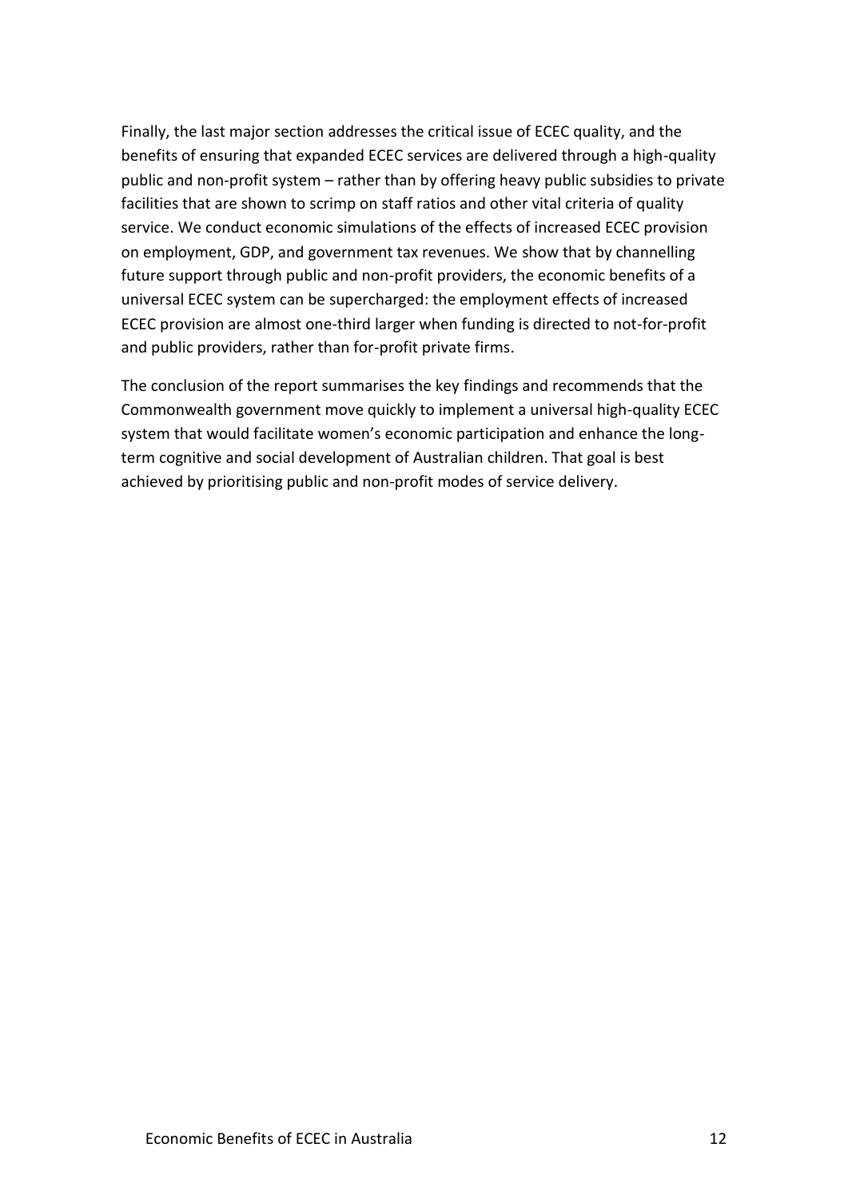Finally, the last major section addresses the critical issue of ECEC quality, and the benefits of ensuring that expanded ECEC services are delivered through a high-quality public and non-profit system – rather than by offering heavy public subsidies to private facilities that are shown to scrimp on staff ratios and other vital criteria of quality service. We conduct economic simulations of the effects of increased ECEC provision on employment, GDP, and government tax revenues. We show that by channelling future support through public and non-profit providers, the economic benefits of a universal ECEC system can be supercharged: the employment effects of increased ECEC provision are almost one-third larger when funding is directed to not-for-profit and public providers, rather than for-profit private firms.

The conclusion of the report summarises the key findings and recommends that the Commonwealth government move quickly to implement a universal high-quality ECEC system that would facilitate women's economic participation and enhance the long-term cognitive and social development of Australian children. That goal is best achieved by prioritising public and non-profit modes of service delivery.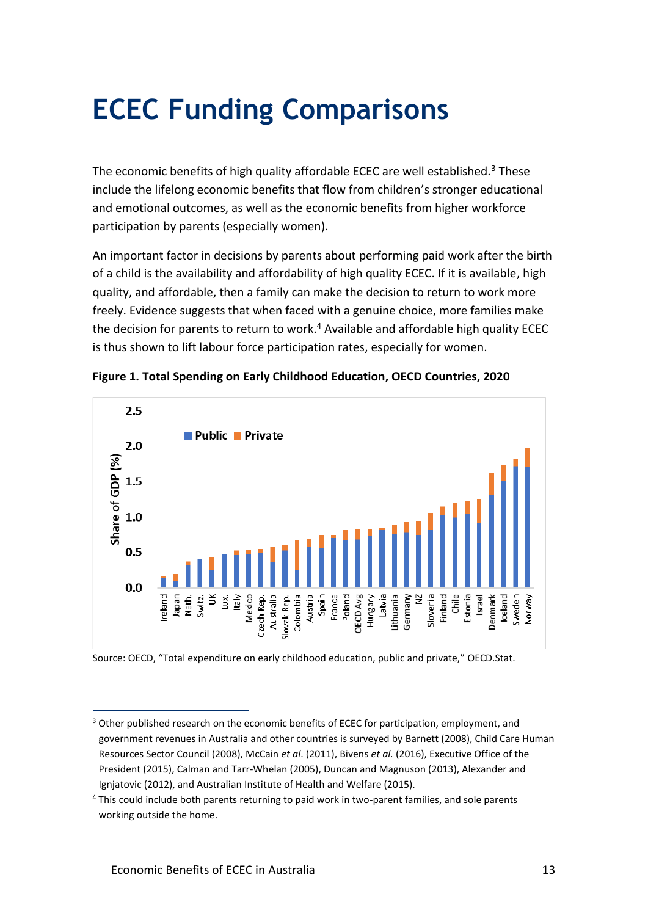# ECEC Funding Comparisons

The economic benefits of high quality affordable ECEC are well established.[3] These include the lifelong economic benefits that flow from children's stronger educational and emotional outcomes, as well as the economic benefits from higher workforce participation by parents (especially women).

An important factor in decisions by parents about performing paid work after the birth of a child is the availability and affordability of high quality ECEC. If it is available, high quality, and affordable, then a family can make the decision to return to work more freely. Evidence suggests that when faced with a genuine choice, more families make the decision for parents to return to work.[4] Available and affordable high quality ECEC is thus shown to lift labour force participation rates, especially for women.

**Figure 1. Total Spending on Early Childhood Education, OECD Countries, 2020**

Source: OECD, "Total expenditure on early childhood education, public and private," OECD.Stat.

---

[3] Other published research on the economic benefits of ECEC for participation, employment, and government revenues in Australia and other countries is surveyed by Barnett (2008), Child Care Human Resources Sector Council (2008), McCain *et al*. (2011), Bivens *et al.* (2016), Executive Office of the President (2015), Calman and Tarr-Whelan (2005), Duncan and Magnuson (2013), Alexander and Ignjatovic (2012), and Australian Institute of Health and Welfare (2015).

[4] This could include both parents returning to paid work in two-parent families, and sole parents working outside the home.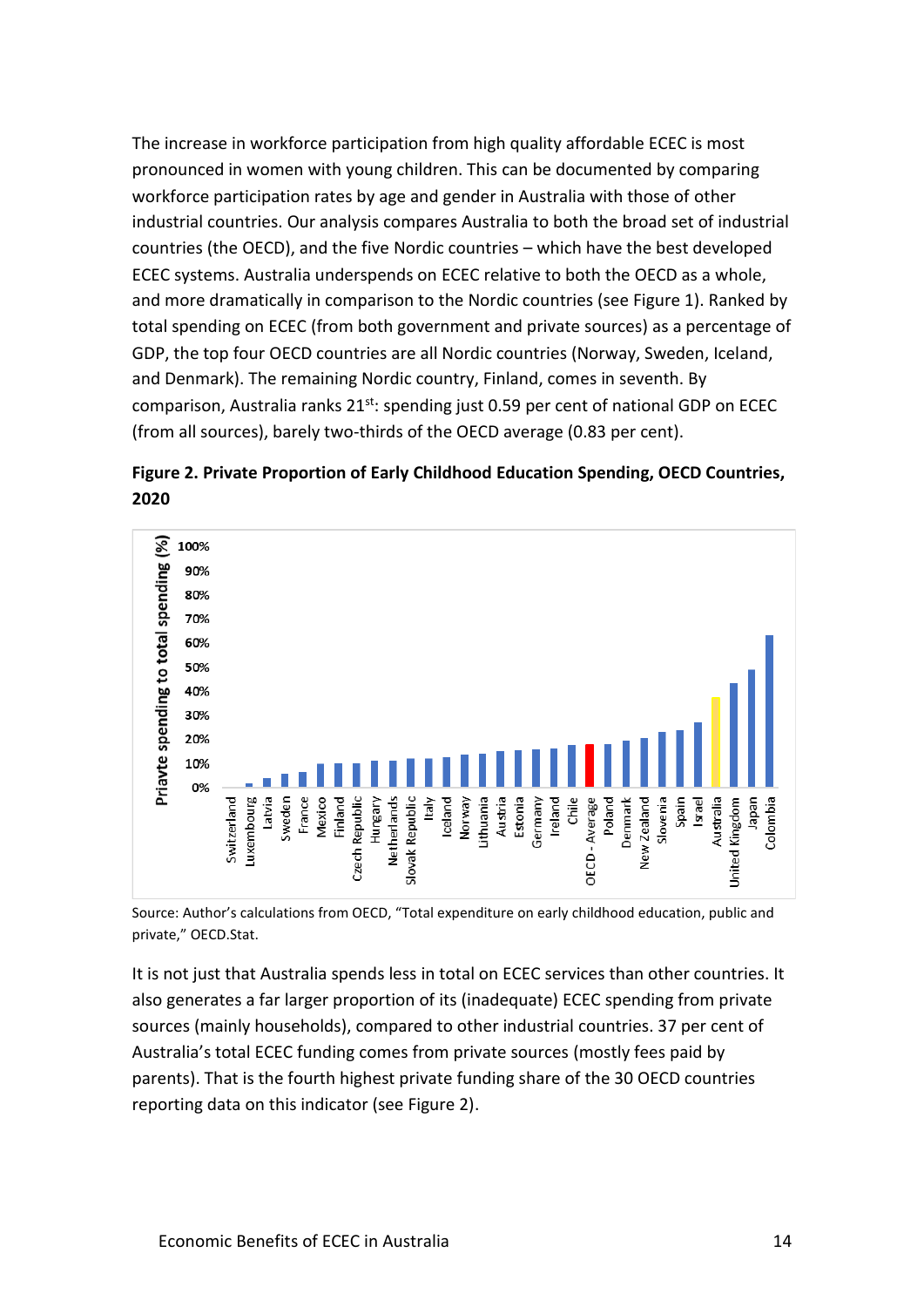The increase in workforce participation from high quality affordable ECEC is most pronounced in women with young children. This can be documented by comparing workforce participation rates by age and gender in Australia with those of other industrial countries. Our analysis compares Australia to both the broad set of industrial countries (the OECD), and the five Nordic countries – which have the best developed ECEC systems. Australia underspends on ECEC relative to both the OECD as a whole, and more dramatically in comparison to the Nordic countries (see Figure 1). Ranked by total spending on ECEC (from both government and private sources) as a percentage of GDP, the top four OECD countries are all Nordic countries (Norway, Sweden, Iceland, and Denmark). The remaining Nordic country, Finland, comes in seventh. By comparison, Australia ranks 21st: spending just 0.59 per cent of national GDP on ECEC (from all sources), barely two-thirds of the OECD average (0.83 per cent).

**Figure 2. Private Proportion of Early Childhood Education Spending, OECD Countries, 2020**

Source: Author's calculations from OECD, "Total expenditure on early childhood education, public and private," OECD.Stat.

It is not just that Australia spends less in total on ECEC services than other countries. It also generates a far larger proportion of its (inadequate) ECEC spending from private sources (mainly households), compared to other industrial countries. 37 per cent of Australia's total ECEC funding comes from private sources (mostly fees paid by parents). That is the fourth highest private funding share of the 30 OECD countries reporting data on this indicator (see Figure 2).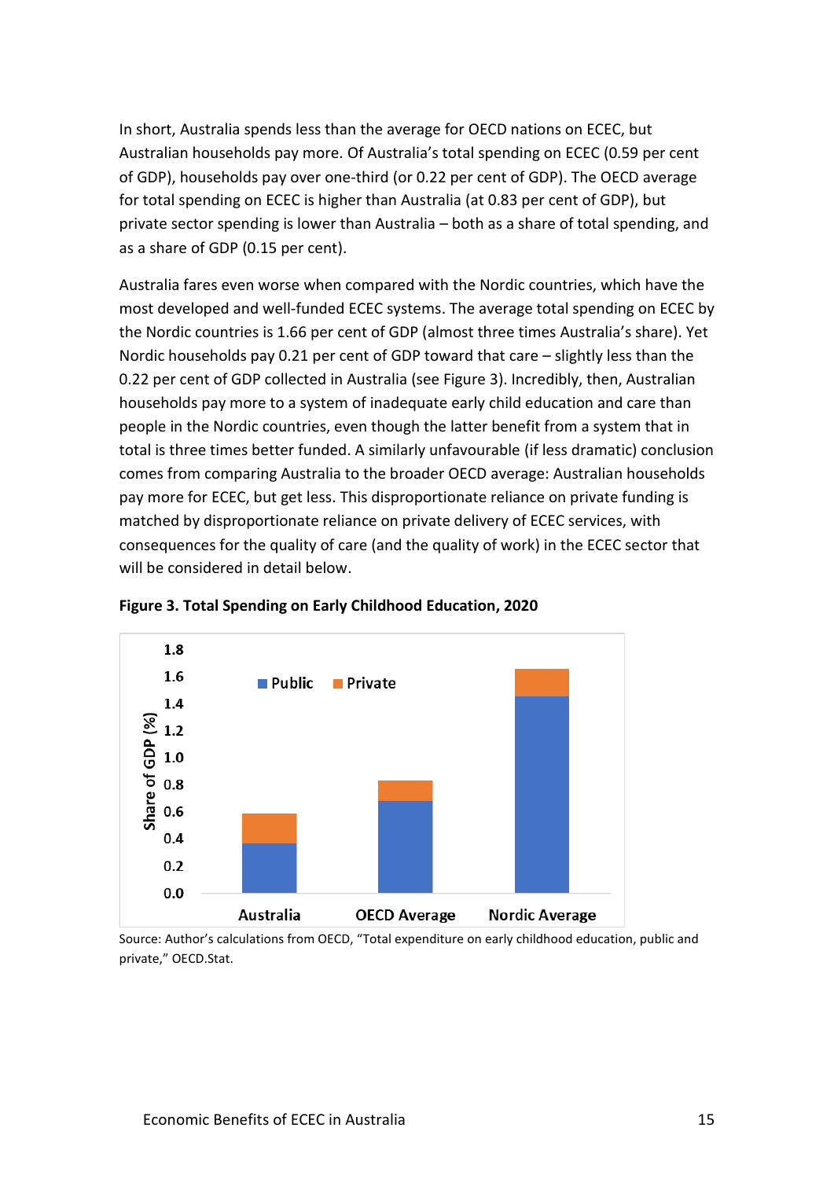In short, Australia spends less than the average for OECD nations on ECEC, but Australian households pay more. Of Australia's total spending on ECEC (0.59 per cent of GDP), households pay over one-third (or 0.22 per cent of GDP). The OECD average for total spending on ECEC is higher than Australia (at 0.83 per cent of GDP), but private sector spending is lower than Australia – both as a share of total spending, and as a share of GDP (0.15 per cent).

Australia fares even worse when compared with the Nordic countries, which have the most developed and well-funded ECEC systems. The average total spending on ECEC by the Nordic countries is 1.66 per cent of GDP (almost three times Australia's share). Yet Nordic households pay 0.21 per cent of GDP toward that care – slightly less than the 0.22 per cent of GDP collected in Australia (see Figure 3). Incredibly, then, Australian households pay more to a system of inadequate early child education and care than people in the Nordic countries, even though the latter benefit from a system that in total is three times better funded. A similarly unfavourable (if less dramatic) conclusion comes from comparing Australia to the broader OECD average: Australian households pay more for ECEC, but get less. This disproportionate reliance on private funding is matched by disproportionate reliance on private delivery of ECEC services, with consequences for the quality of care (and the quality of work) in the ECEC sector that will be considered in detail below.

**Figure 3. Total Spending on Early Childhood Education, 2020**

Source: Author's calculations from OECD, "Total expenditure on early childhood education, public and private," OECD.Stat.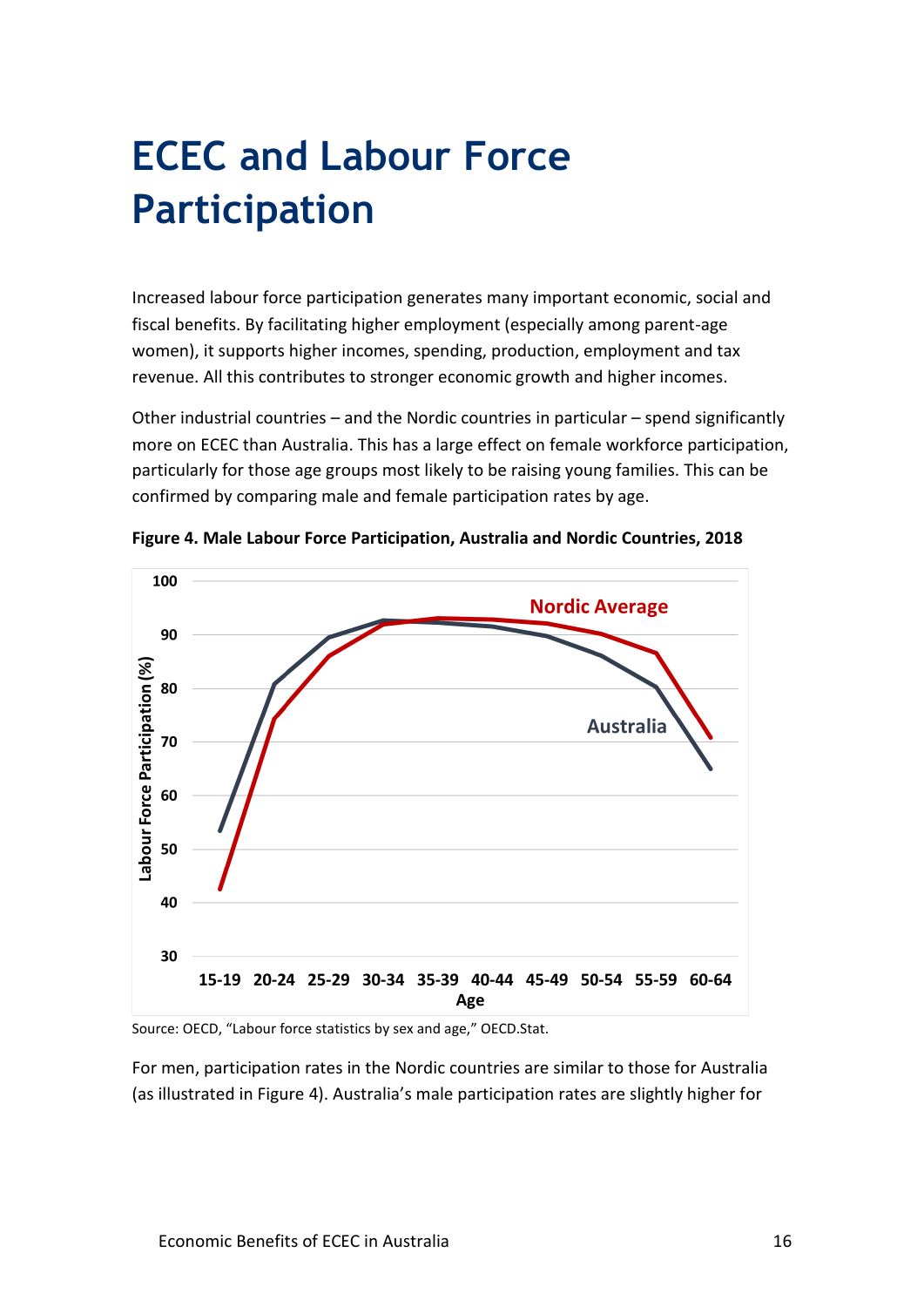# ECEC and Labour Force Participation

Increased labour force participation generates many important economic, social and fiscal benefits. By facilitating higher employment (especially among parent-age women), it supports higher incomes, spending, production, employment and tax revenue. All this contributes to stronger economic growth and higher incomes.

Other industrial countries – and the Nordic countries in particular – spend significantly more on ECEC than Australia. This has a large effect on female workforce participation, particularly for those age groups most likely to be raising young families. This can be confirmed by comparing male and female participation rates by age.

**Figure 4. Male Labour Force Participation, Australia and Nordic Countries, 2018**

Source: OECD, "Labour force statistics by sex and age," OECD.Stat.

For men, participation rates in the Nordic countries are similar to those for Australia (as illustrated in Figure 4). Australia's male participation rates are slightly higher for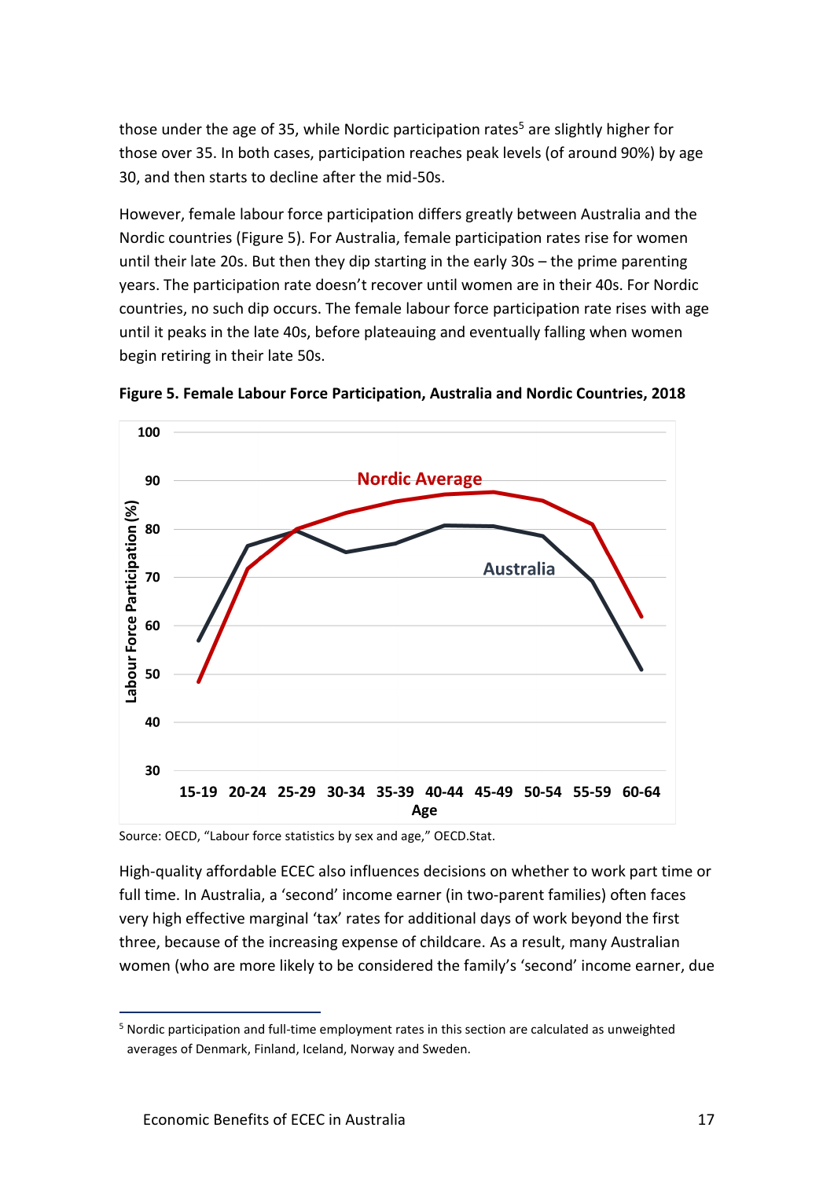those under the age of 35, while Nordic participation rates[5] are slightly higher for those over 35. In both cases, participation reaches peak levels (of around 90%) by age 30, and then starts to decline after the mid-50s.

However, female labour force participation differs greatly between Australia and the Nordic countries (Figure 5). For Australia, female participation rates rise for women until their late 20s. But then they dip starting in the early 30s – the prime parenting years. The participation rate doesn't recover until women are in their 40s. For Nordic countries, no such dip occurs. The female labour force participation rate rises with age until it peaks in the late 40s, before plateauing and eventually falling when women begin retiring in their late 50s.

**Figure 5. Female Labour Force Participation, Australia and Nordic Countries, 2018**

Source: OECD, "Labour force statistics by sex and age," OECD.Stat.

High-quality affordable ECEC also influences decisions on whether to work part time or full time. In Australia, a 'second' income earner (in two-parent families) often faces very high effective marginal 'tax' rates for additional days of work beyond the first three, because of the increasing expense of childcare. As a result, many Australian women (who are more likely to be considered the family's 'second' income earner, due

[5] Nordic participation and full-time employment rates in this section are calculated as unweighted averages of Denmark, Finland, Iceland, Norway and Sweden.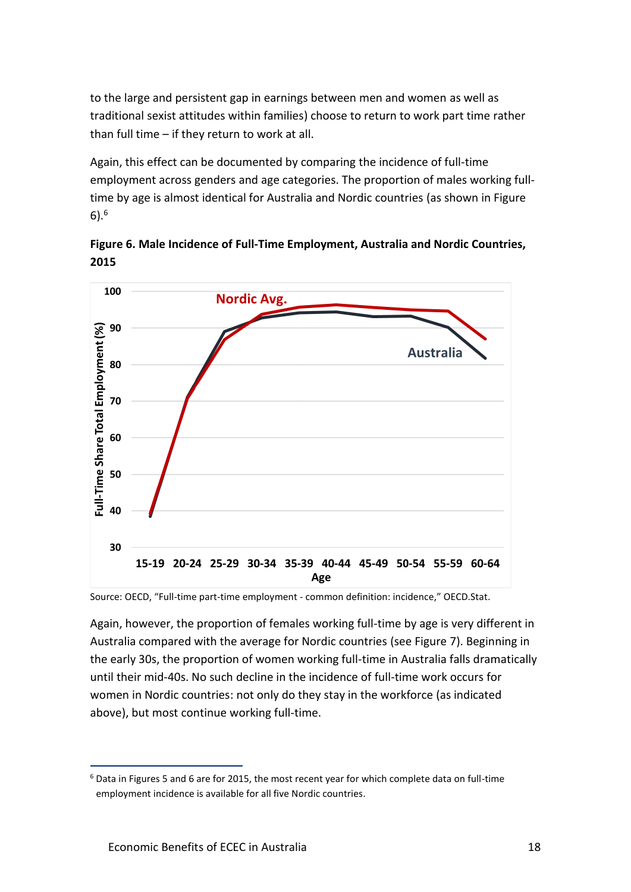to the large and persistent gap in earnings between men and women as well as traditional sexist attitudes within families) choose to return to work part time rather than full time – if they return to work at all.

Again, this effect can be documented by comparing the incidence of full-time employment across genders and age categories. The proportion of males working full-time by age is almost identical for Australia and Nordic countries (as shown in Figure 6).[6]

**Figure 6. Male Incidence of Full-Time Employment, Australia and Nordic Countries, 2015**

Source: OECD, "Full-time part-time employment - common definition: incidence," OECD.Stat.

Again, however, the proportion of females working full-time by age is very different in Australia compared with the average for Nordic countries (see Figure 7). Beginning in the early 30s, the proportion of women working full-time in Australia falls dramatically until their mid-40s. No such decline in the incidence of full-time work occurs for women in Nordic countries: not only do they stay in the workforce (as indicated above), but most continue working full-time.

[6] Data in Figures 5 and 6 are for 2015, the most recent year for which complete data on full-time employment incidence is available for all five Nordic countries.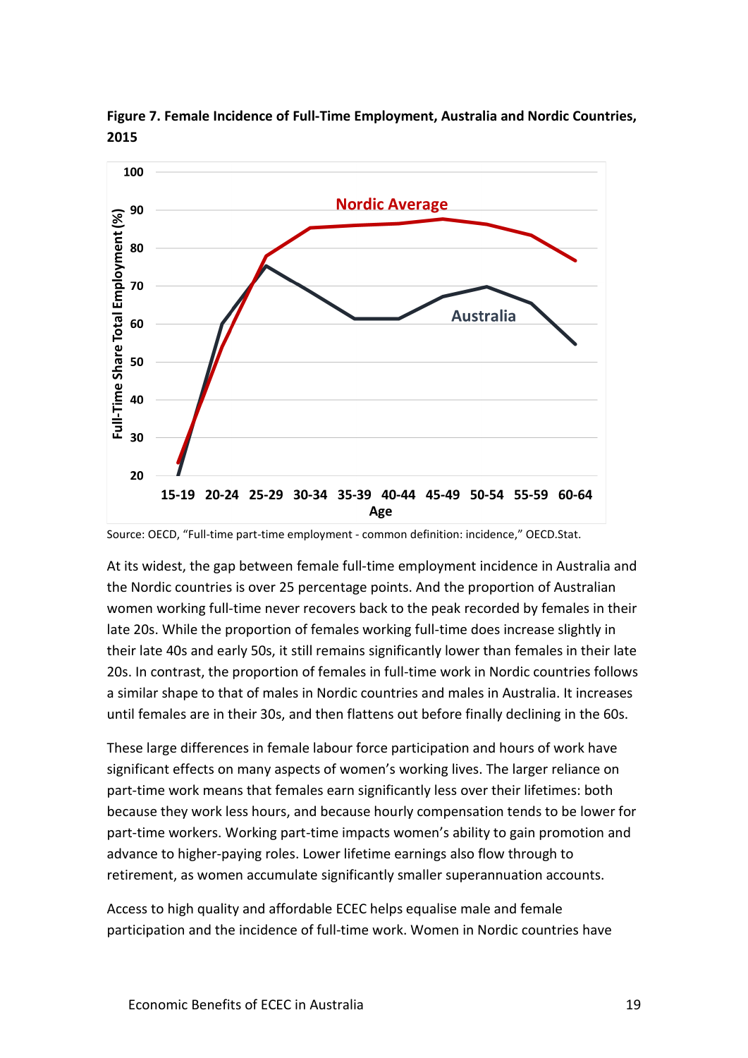**Figure 7. Female Incidence of Full-Time Employment, Australia and Nordic Countries, 2015**

Source: OECD, "Full-time part-time employment - common definition: incidence," OECD.Stat.

At its widest, the gap between female full-time employment incidence in Australia and the Nordic countries is over 25 percentage points. And the proportion of Australian women working full-time never recovers back to the peak recorded by females in their late 20s. While the proportion of females working full-time does increase slightly in their late 40s and early 50s, it still remains significantly lower than females in their late 20s. In contrast, the proportion of females in full-time work in Nordic countries follows a similar shape to that of males in Nordic countries and males in Australia. It increases until females are in their 30s, and then flattens out before finally declining in the 60s.

These large differences in female labour force participation and hours of work have significant effects on many aspects of women's working lives. The larger reliance on part-time work means that females earn significantly less over their lifetimes: both because they work less hours, and because hourly compensation tends to be lower for part-time workers. Working part-time impacts women's ability to gain promotion and advance to higher-paying roles. Lower lifetime earnings also flow through to retirement, as women accumulate significantly smaller superannuation accounts.

Access to high quality and affordable ECEC helps equalise male and female participation and the incidence of full-time work. Women in Nordic countries have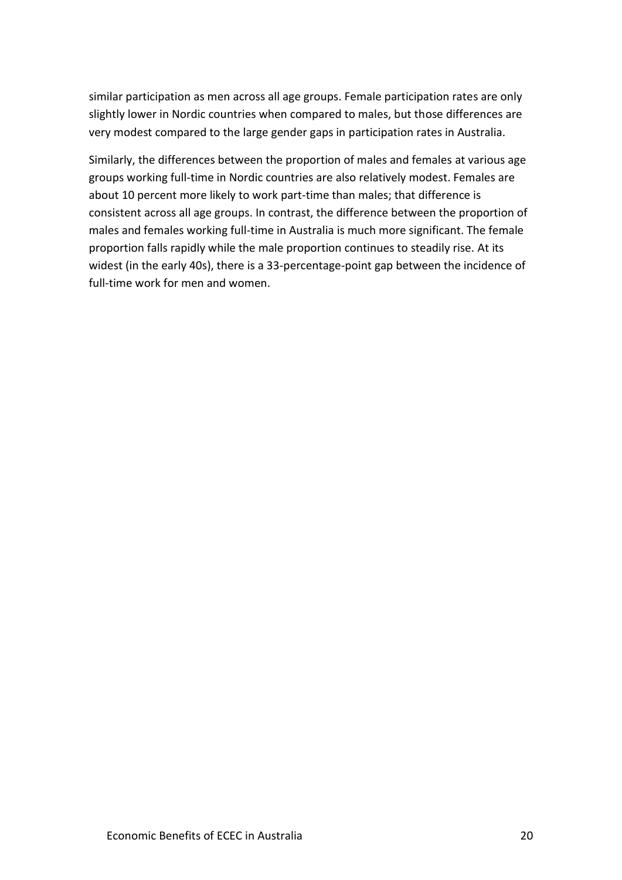similar participation as men across all age groups. Female participation rates are only slightly lower in Nordic countries when compared to males, but those differences are very modest compared to the large gender gaps in participation rates in Australia.

Similarly, the differences between the proportion of males and females at various age groups working full-time in Nordic countries are also relatively modest. Females are about 10 percent more likely to work part-time than males; that difference is consistent across all age groups. In contrast, the difference between the proportion of males and females working full-time in Australia is much more significant. The female proportion falls rapidly while the male proportion continues to steadily rise. At its widest (in the early 40s), there is a 33-percentage-point gap between the incidence of full-time work for men and women.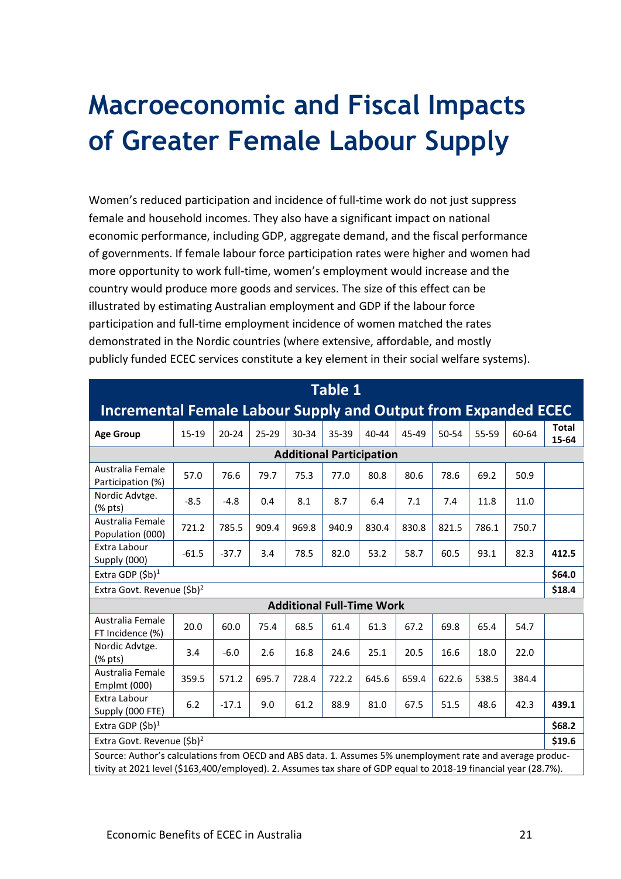# Macroeconomic and Fiscal Impacts of Greater Female Labour Supply

Women's reduced participation and incidence of full-time work do not just suppress female and household incomes. They also have a significant impact on national economic performance, including GDP, aggregate demand, and the fiscal performance of governments. If female labour force participation rates were higher and women had more opportunity to work full-time, women's employment would increase and the country would produce more goods and services. The size of this effect can be illustrated by estimating Australian employment and GDP if the labour force participation and full-time employment incidence of women matched the rates demonstrated in the Nordic countries (where extensive, affordable, and mostly publicly funded ECEC services constitute a key element in their social welfare systems).

**Table 1**
**Incremental Female Labour Supply and Output from Expanded ECEC**

| Age Group | 15-19 | 20-24 | 25-29 | 30-34 | 35-39 | 40-44 | 45-49 | 50-54 | 55-59 | 60-64 | Total 15-64 |
|---|---|---|---|---|---|---|---|---|---|---|---|
| **Additional Participation** | | | | | | | | | | | |
| Australia Female Participation (%) | 57.0 | 76.6 | 79.7 | 75.3 | 77.0 | 80.8 | 80.6 | 78.6 | 69.2 | 50.9 | |
| Nordic Advtge. (% pts) | -8.5 | -4.8 | 0.4 | 8.1 | 8.7 | 6.4 | 7.1 | 7.4 | 11.8 | 11.0 | |
| Australia Female Population (000) | 721.2 | 785.5 | 909.4 | 969.8 | 940.9 | 830.4 | 830.8 | 821.5 | 786.1 | 750.7 | |
| Extra Labour Supply (000) | -61.5 | -37.7 | 3.4 | 78.5 | 82.0 | 53.2 | 58.7 | 60.5 | 93.1 | 82.3 | **412.5** |
| Extra GDP ($b)[1] | | | | | | | | | | | **$64.0** |
| Extra Govt. Revenue ($b)[2] | | | | | | | | | | | **$18.4** |
| **Additional Full-Time Work** | | | | | | | | | | | |
| Australia Female FT Incidence (%) | 20.0 | 60.0 | 75.4 | 68.5 | 61.4 | 61.3 | 67.2 | 69.8 | 65.4 | 54.7 | |
| Nordic Advtge. (% pts) | 3.4 | -6.0 | 2.6 | 16.8 | 24.6 | 25.1 | 20.5 | 16.6 | 18.0 | 22.0 | |
| Australia Female Emplmt (000) | 359.5 | 571.2 | 695.7 | 728.4 | 722.2 | 645.6 | 659.4 | 622.6 | 538.5 | 384.4 | |
| Extra Labour Supply (000 FTE) | 6.2 | -17.1 | 9.0 | 61.2 | 88.9 | 81.0 | 67.5 | 51.5 | 48.6 | 42.3 | **439.1** |
| Extra GDP ($b)[1] | | | | | | | | | | | **$68.2** |
| Extra Govt. Revenue ($b)[2] | | | | | | | | | | | **$19.6** |

Source: Author's calculations from OECD and ABS data. 1. Assumes 5% unemployment rate and average productivity at 2021 level ($163,400/employed). 2. Assumes tax share of GDP equal to 2018-19 financial year (28.7%).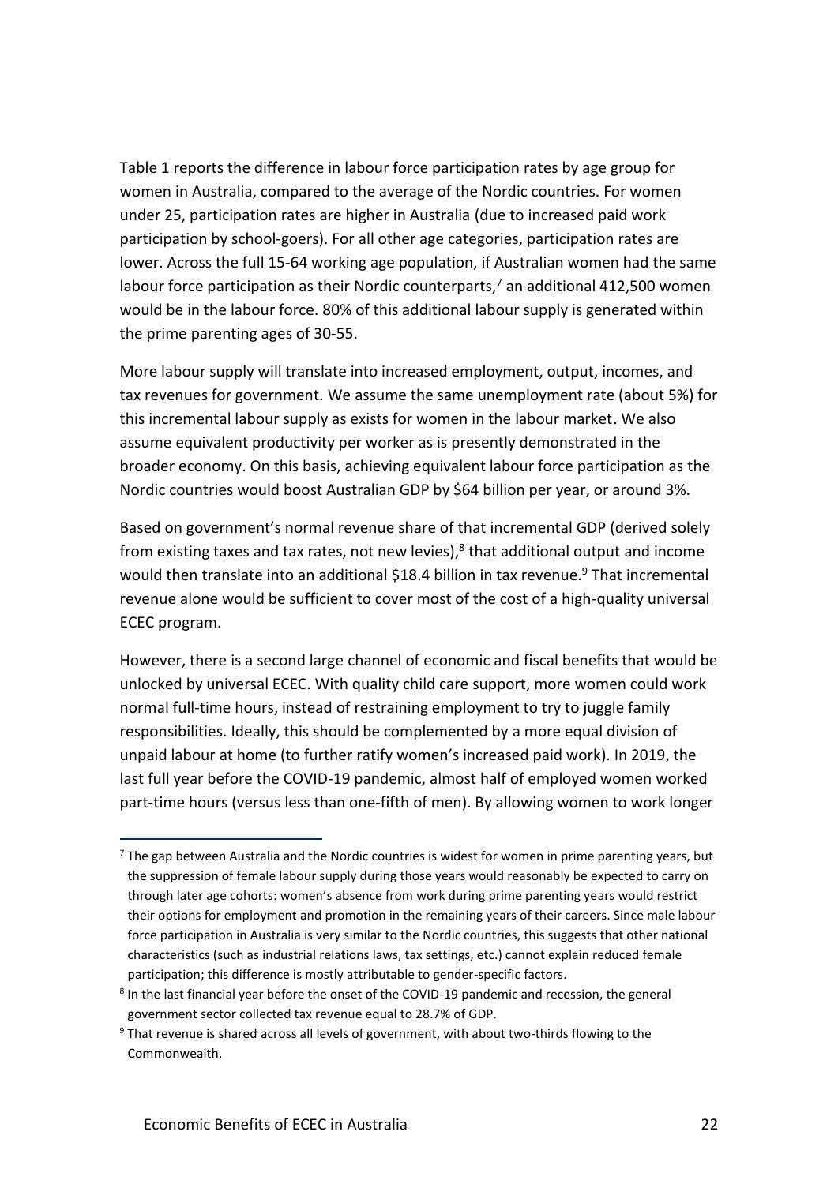Table 1 reports the difference in labour force participation rates by age group for women in Australia, compared to the average of the Nordic countries. For women under 25, participation rates are higher in Australia (due to increased paid work participation by school-goers). For all other age categories, participation rates are lower. Across the full 15-64 working age population, if Australian women had the same labour force participation as their Nordic counterparts,[7] an additional 412,500 women would be in the labour force. 80% of this additional labour supply is generated within the prime parenting ages of 30-55.

More labour supply will translate into increased employment, output, incomes, and tax revenues for government. We assume the same unemployment rate (about 5%) for this incremental labour supply as exists for women in the labour market. We also assume equivalent productivity per worker as is presently demonstrated in the broader economy. On this basis, achieving equivalent labour force participation as the Nordic countries would boost Australian GDP by $64 billion per year, or around 3%.

Based on government's normal revenue share of that incremental GDP (derived solely from existing taxes and tax rates, not new levies),[8] that additional output and income would then translate into an additional $18.4 billion in tax revenue.[9] That incremental revenue alone would be sufficient to cover most of the cost of a high-quality universal ECEC program.

However, there is a second large channel of economic and fiscal benefits that would be unlocked by universal ECEC. With quality child care support, more women could work normal full-time hours, instead of restraining employment to try to juggle family responsibilities. Ideally, this should be complemented by a more equal division of unpaid labour at home (to further ratify women's increased paid work). In 2019, the last full year before the COVID-19 pandemic, almost half of employed women worked part-time hours (versus less than one-fifth of men). By allowing women to work longer

---

[7] The gap between Australia and the Nordic countries is widest for women in prime parenting years, but the suppression of female labour supply during those years would reasonably be expected to carry on through later age cohorts: women's absence from work during prime parenting years would restrict their options for employment and promotion in the remaining years of their careers. Since male labour force participation in Australia is very similar to the Nordic countries, this suggests that other national characteristics (such as industrial relations laws, tax settings, etc.) cannot explain reduced female participation; this difference is mostly attributable to gender-specific factors.

[8] In the last financial year before the onset of the COVID-19 pandemic and recession, the general government sector collected tax revenue equal to 28.7% of GDP.

[9] That revenue is shared across all levels of government, with about two-thirds flowing to the Commonwealth.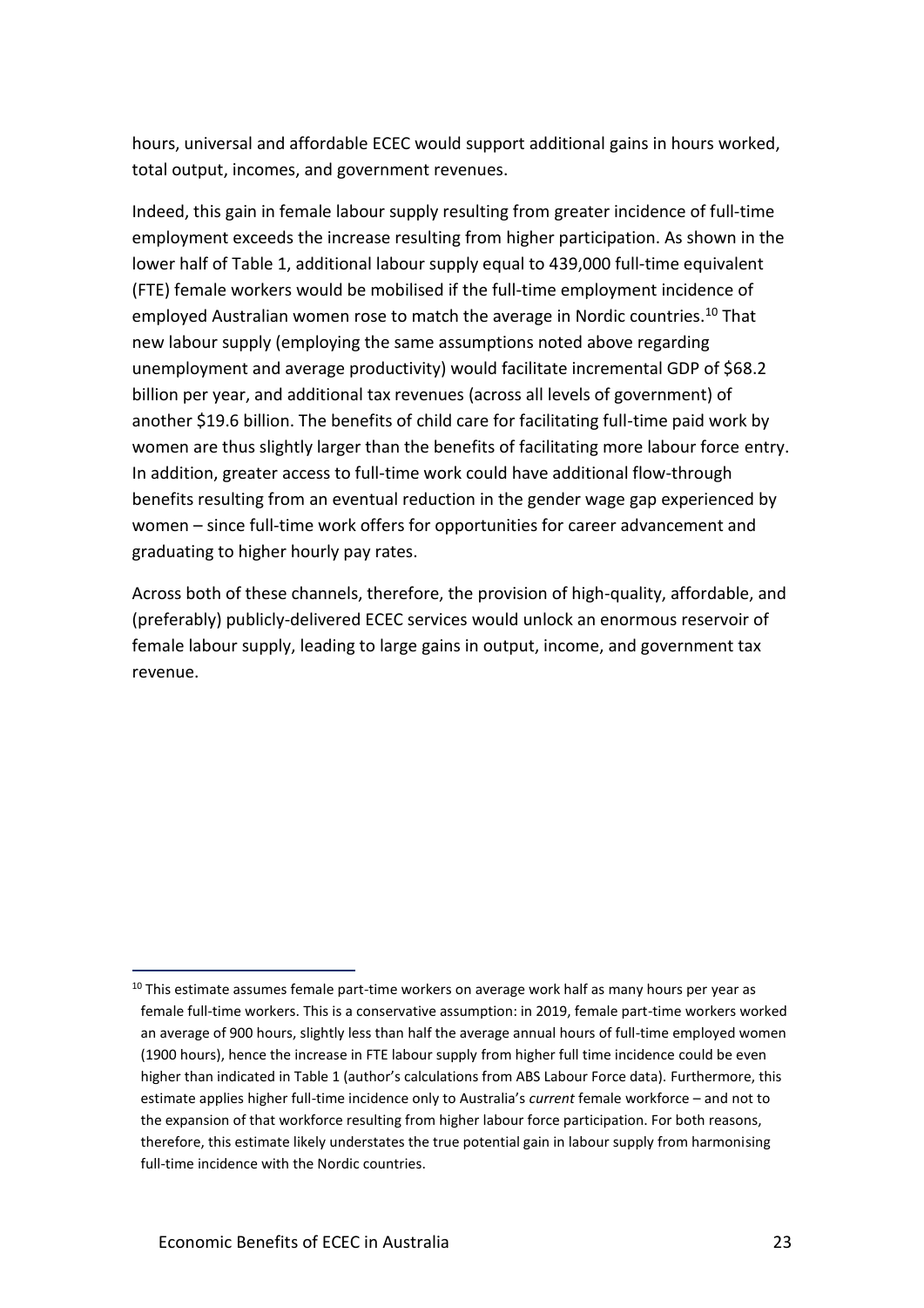hours, universal and affordable ECEC would support additional gains in hours worked, total output, incomes, and government revenues.

Indeed, this gain in female labour supply resulting from greater incidence of full-time employment exceeds the increase resulting from higher participation. As shown in the lower half of Table 1, additional labour supply equal to 439,000 full-time equivalent (FTE) female workers would be mobilised if the full-time employment incidence of employed Australian women rose to match the average in Nordic countries.[10] That new labour supply (employing the same assumptions noted above regarding unemployment and average productivity) would facilitate incremental GDP of $68.2 billion per year, and additional tax revenues (across all levels of government) of another $19.6 billion. The benefits of child care for facilitating full-time paid work by women are thus slightly larger than the benefits of facilitating more labour force entry. In addition, greater access to full-time work could have additional flow-through benefits resulting from an eventual reduction in the gender wage gap experienced by women – since full-time work offers for opportunities for career advancement and graduating to higher hourly pay rates.

Across both of these channels, therefore, the provision of high-quality, affordable, and (preferably) publicly-delivered ECEC services would unlock an enormous reservoir of female labour supply, leading to large gains in output, income, and government tax revenue.

---

[10] This estimate assumes female part-time workers on average work half as many hours per year as female full-time workers. This is a conservative assumption: in 2019, female part-time workers worked an average of 900 hours, slightly less than half the average annual hours of full-time employed women (1900 hours), hence the increase in FTE labour supply from higher full time incidence could be even higher than indicated in Table 1 (author's calculations from ABS Labour Force data). Furthermore, this estimate applies higher full-time incidence only to Australia's *current* female workforce – and not to the expansion of that workforce resulting from higher labour force participation. For both reasons, therefore, this estimate likely understates the true potential gain in labour supply from harmonising full-time incidence with the Nordic countries.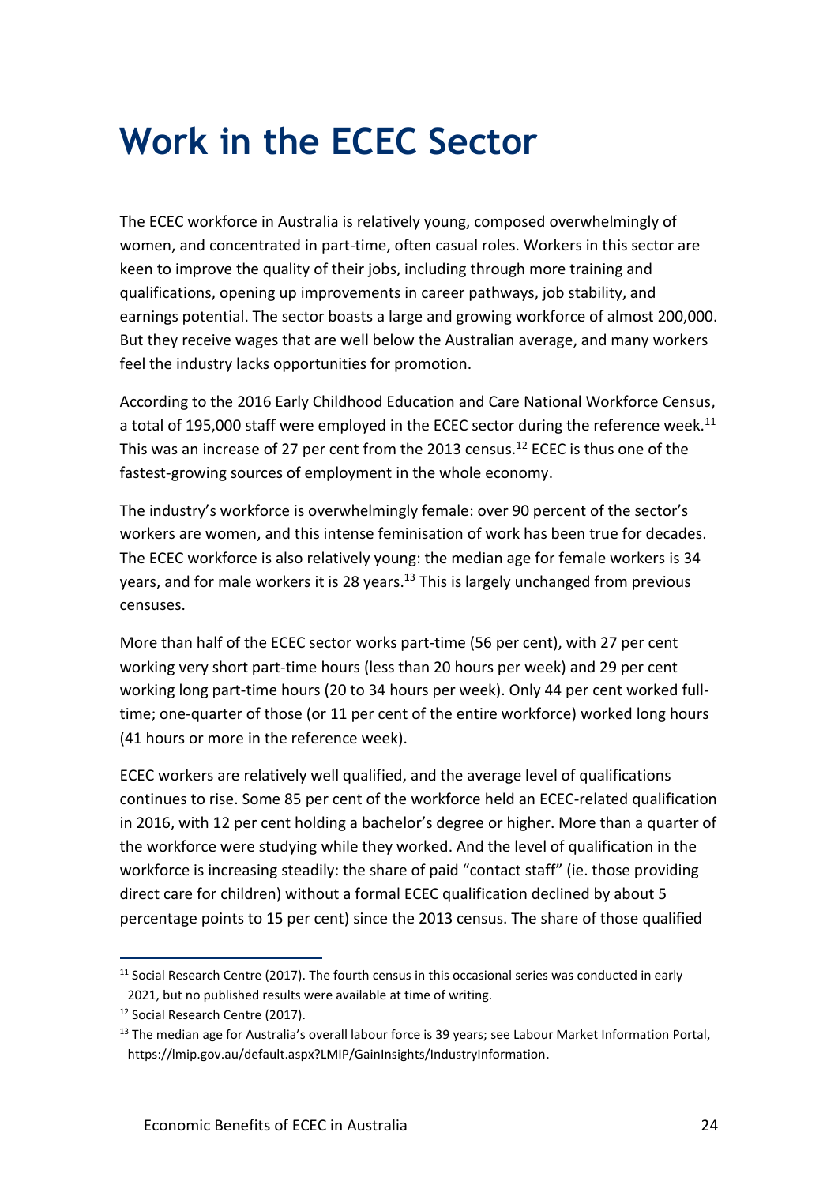# Work in the ECEC Sector

The ECEC workforce in Australia is relatively young, composed overwhelmingly of women, and concentrated in part-time, often casual roles. Workers in this sector are keen to improve the quality of their jobs, including through more training and qualifications, opening up improvements in career pathways, job stability, and earnings potential. The sector boasts a large and growing workforce of almost 200,000. But they receive wages that are well below the Australian average, and many workers feel the industry lacks opportunities for promotion.

According to the 2016 Early Childhood Education and Care National Workforce Census, a total of 195,000 staff were employed in the ECEC sector during the reference week.[11] This was an increase of 27 per cent from the 2013 census.[12] ECEC is thus one of the fastest-growing sources of employment in the whole economy.

The industry's workforce is overwhelmingly female: over 90 percent of the sector's workers are women, and this intense feminisation of work has been true for decades. The ECEC workforce is also relatively young: the median age for female workers is 34 years, and for male workers it is 28 years.[13] This is largely unchanged from previous censuses.

More than half of the ECEC sector works part-time (56 per cent), with 27 per cent working very short part-time hours (less than 20 hours per week) and 29 per cent working long part-time hours (20 to 34 hours per week). Only 44 per cent worked full-time; one-quarter of those (or 11 per cent of the entire workforce) worked long hours (41 hours or more in the reference week).

ECEC workers are relatively well qualified, and the average level of qualifications continues to rise. Some 85 per cent of the workforce held an ECEC-related qualification in 2016, with 12 per cent holding a bachelor's degree or higher. More than a quarter of the workforce were studying while they worked. And the level of qualification in the workforce is increasing steadily: the share of paid "contact staff" (ie. those providing direct care for children) without a formal ECEC qualification declined by about 5 percentage points to 15 per cent) since the 2013 census. The share of those qualified

---

[11] Social Research Centre (2017). The fourth census in this occasional series was conducted in early 2021, but no published results were available at time of writing.

[12] Social Research Centre (2017).

[13] The median age for Australia's overall labour force is 39 years; see Labour Market Information Portal, https://lmip.gov.au/default.aspx?LMIP/GainInsights/IndustryInformation.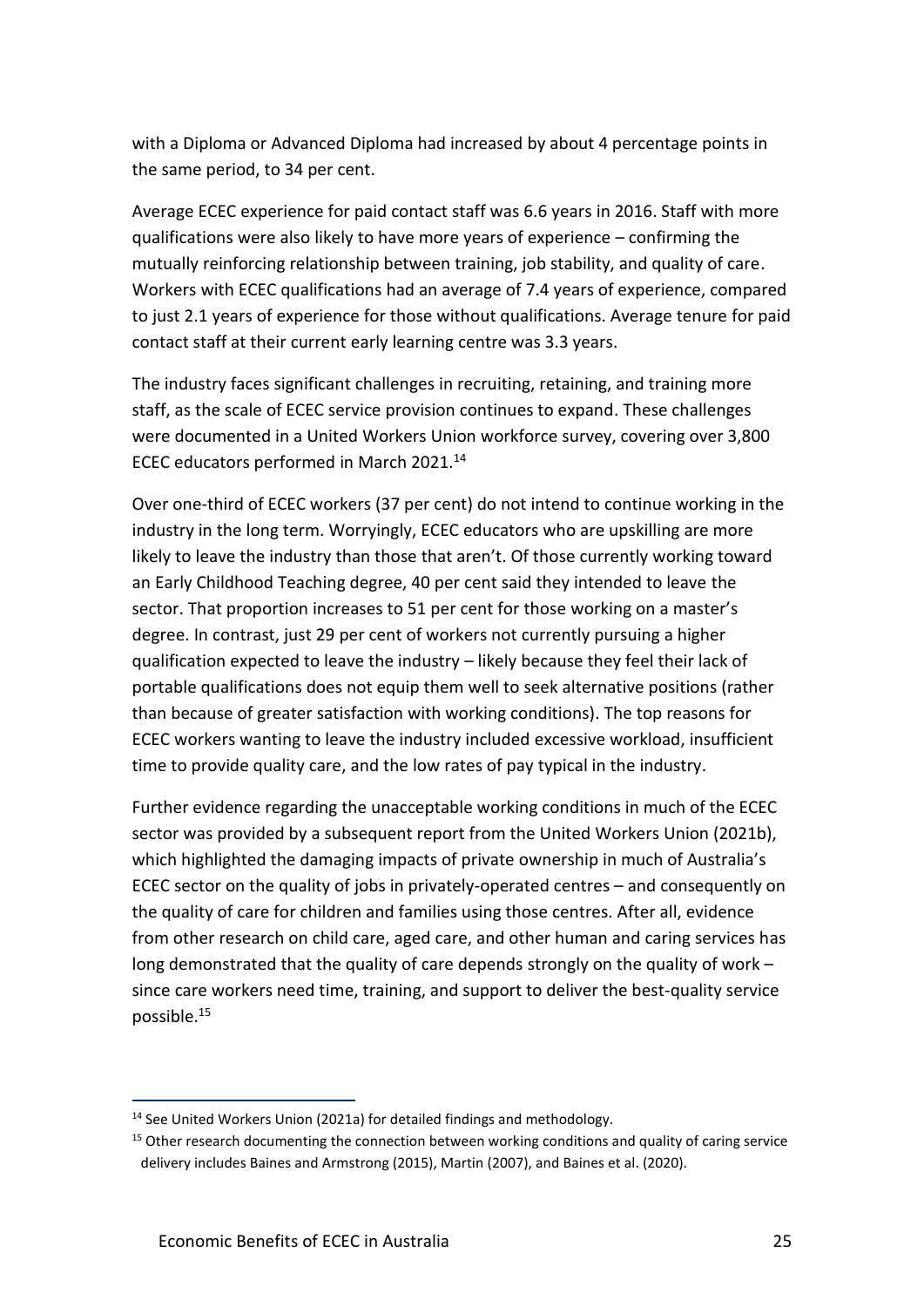with a Diploma or Advanced Diploma had increased by about 4 percentage points in the same period, to 34 per cent.

Average ECEC experience for paid contact staff was 6.6 years in 2016. Staff with more qualifications were also likely to have more years of experience – confirming the mutually reinforcing relationship between training, job stability, and quality of care. Workers with ECEC qualifications had an average of 7.4 years of experience, compared to just 2.1 years of experience for those without qualifications. Average tenure for paid contact staff at their current early learning centre was 3.3 years.

The industry faces significant challenges in recruiting, retaining, and training more staff, as the scale of ECEC service provision continues to expand. These challenges were documented in a United Workers Union workforce survey, covering over 3,800 ECEC educators performed in March 2021.[14]

Over one-third of ECEC workers (37 per cent) do not intend to continue working in the industry in the long term. Worryingly, ECEC educators who are upskilling are more likely to leave the industry than those that aren't. Of those currently working toward an Early Childhood Teaching degree, 40 per cent said they intended to leave the sector. That proportion increases to 51 per cent for those working on a master's degree. In contrast, just 29 per cent of workers not currently pursuing a higher qualification expected to leave the industry – likely because they feel their lack of portable qualifications does not equip them well to seek alternative positions (rather than because of greater satisfaction with working conditions). The top reasons for ECEC workers wanting to leave the industry included excessive workload, insufficient time to provide quality care, and the low rates of pay typical in the industry.

Further evidence regarding the unacceptable working conditions in much of the ECEC sector was provided by a subsequent report from the United Workers Union (2021b), which highlighted the damaging impacts of private ownership in much of Australia's ECEC sector on the quality of jobs in privately-operated centres – and consequently on the quality of care for children and families using those centres. After all, evidence from other research on child care, aged care, and other human and caring services has long demonstrated that the quality of care depends strongly on the quality of work – since care workers need time, training, and support to deliver the best-quality service possible.[15]

---

[14] See United Workers Union (2021a) for detailed findings and methodology.

[15] Other research documenting the connection between working conditions and quality of caring service delivery includes Baines and Armstrong (2015), Martin (2007), and Baines et al. (2020).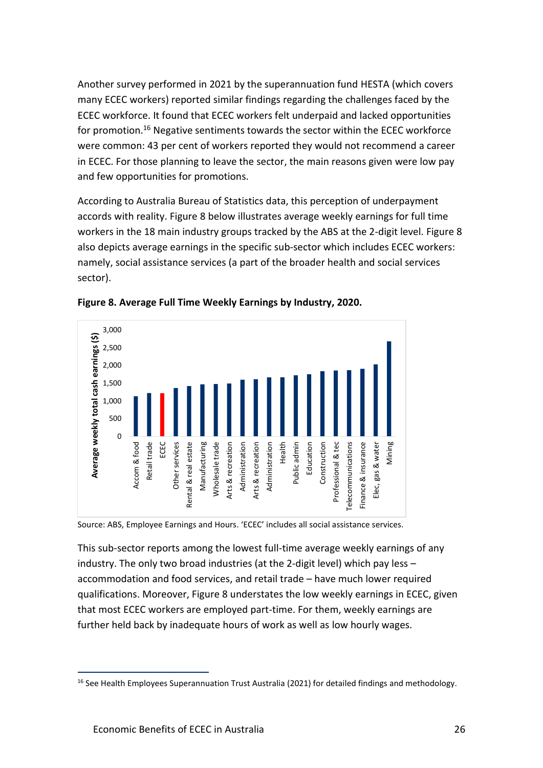Another survey performed in 2021 by the superannuation fund HESTA (which covers many ECEC workers) reported similar findings regarding the challenges faced by the ECEC workforce. It found that ECEC workers felt underpaid and lacked opportunities for promotion.[16] Negative sentiments towards the sector within the ECEC workforce were common: 43 per cent of workers reported they would not recommend a career in ECEC. For those planning to leave the sector, the main reasons given were low pay and few opportunities for promotions.

According to Australia Bureau of Statistics data, this perception of underpayment accords with reality. Figure 8 below illustrates average weekly earnings for full time workers in the 18 main industry groups tracked by the ABS at the 2-digit level. Figure 8 also depicts average earnings in the specific sub-sector which includes ECEC workers: namely, social assistance services (a part of the broader health and social services sector).

**Figure 8. Average Full Time Weekly Earnings by Industry, 2020.**

Source: ABS, Employee Earnings and Hours. 'ECEC' includes all social assistance services.

This sub-sector reports among the lowest full-time average weekly earnings of any industry. The only two broad industries (at the 2-digit level) which pay less – accommodation and food services, and retail trade – have much lower required qualifications. Moreover, Figure 8 understates the low weekly earnings in ECEC, given that most ECEC workers are employed part-time. For them, weekly earnings are further held back by inadequate hours of work as well as low hourly wages.

[16] See Health Employees Superannuation Trust Australia (2021) for detailed findings and methodology.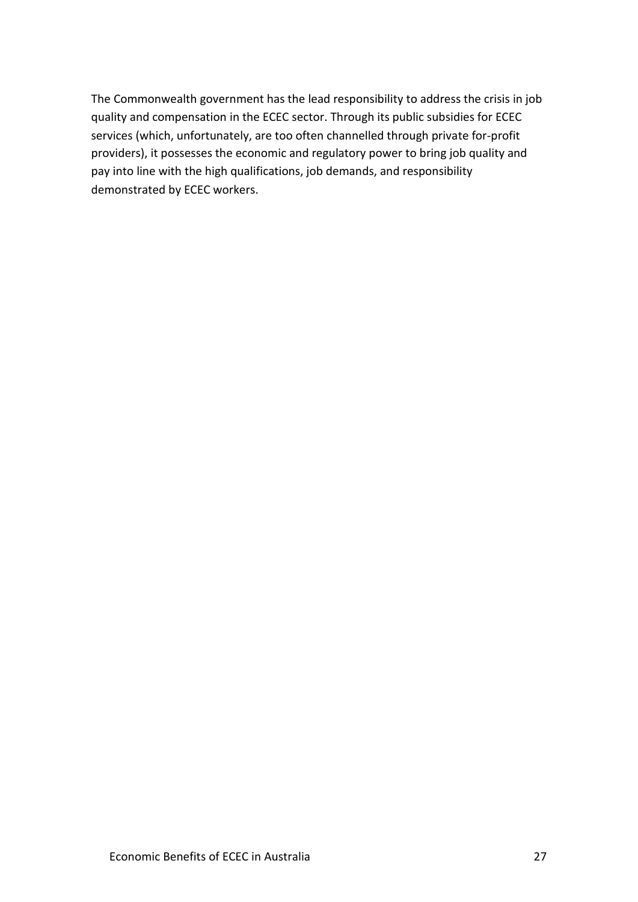The Commonwealth government has the lead responsibility to address the crisis in job quality and compensation in the ECEC sector. Through its public subsidies for ECEC services (which, unfortunately, are too often channelled through private for-profit providers), it possesses the economic and regulatory power to bring job quality and pay into line with the high qualifications, job demands, and responsibility demonstrated by ECEC workers.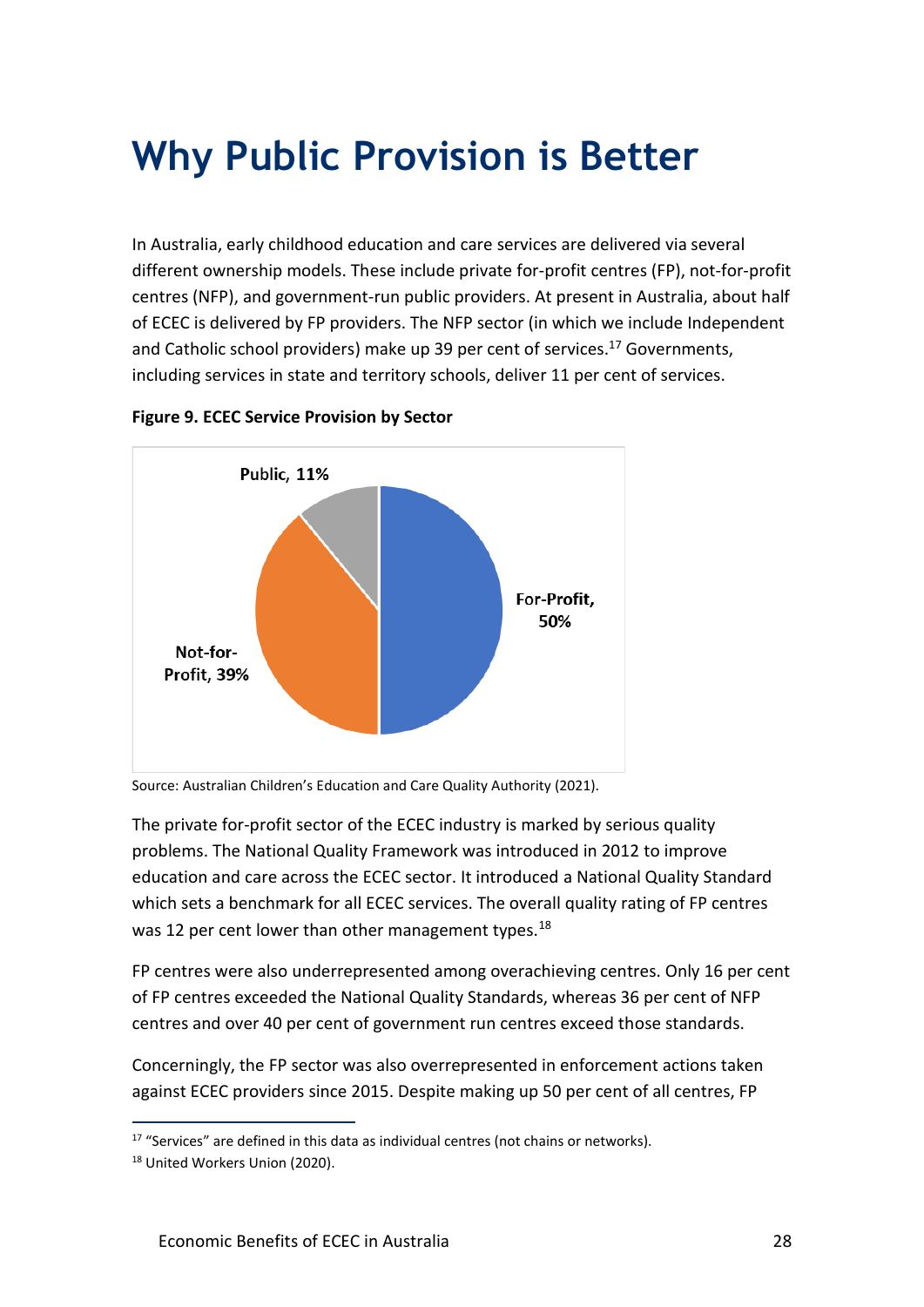# Why Public Provision is Better

In Australia, early childhood education and care services are delivered via several different ownership models. These include private for-profit centres (FP), not-for-profit centres (NFP), and government-run public providers. At present in Australia, about half of ECEC is delivered by FP providers. The NFP sector (in which we include Independent and Catholic school providers) make up 39 per cent of services.[17] Governments, including services in state and territory schools, deliver 11 per cent of services.

**Figure 9. ECEC Service Provision by Sector**

| Sector | Share |
|---|---|
| For-Profit | 50% |
| Not-for-Profit | 39% |
| Public | 11% |

Source: Australian Children's Education and Care Quality Authority (2021).

The private for-profit sector of the ECEC industry is marked by serious quality problems. The National Quality Framework was introduced in 2012 to improve education and care across the ECEC sector. It introduced a National Quality Standard which sets a benchmark for all ECEC services. The overall quality rating of FP centres was 12 per cent lower than other management types.[18]

FP centres were also underrepresented among overachieving centres. Only 16 per cent of FP centres exceeded the National Quality Standards, whereas 36 per cent of NFP centres and over 40 per cent of government run centres exceed those standards.

Concerningly, the FP sector was also overrepresented in enforcement actions taken against ECEC providers since 2015. Despite making up 50 per cent of all centres, FP

[17] "Services" are defined in this data as individual centres (not chains or networks).

[18] United Workers Union (2020).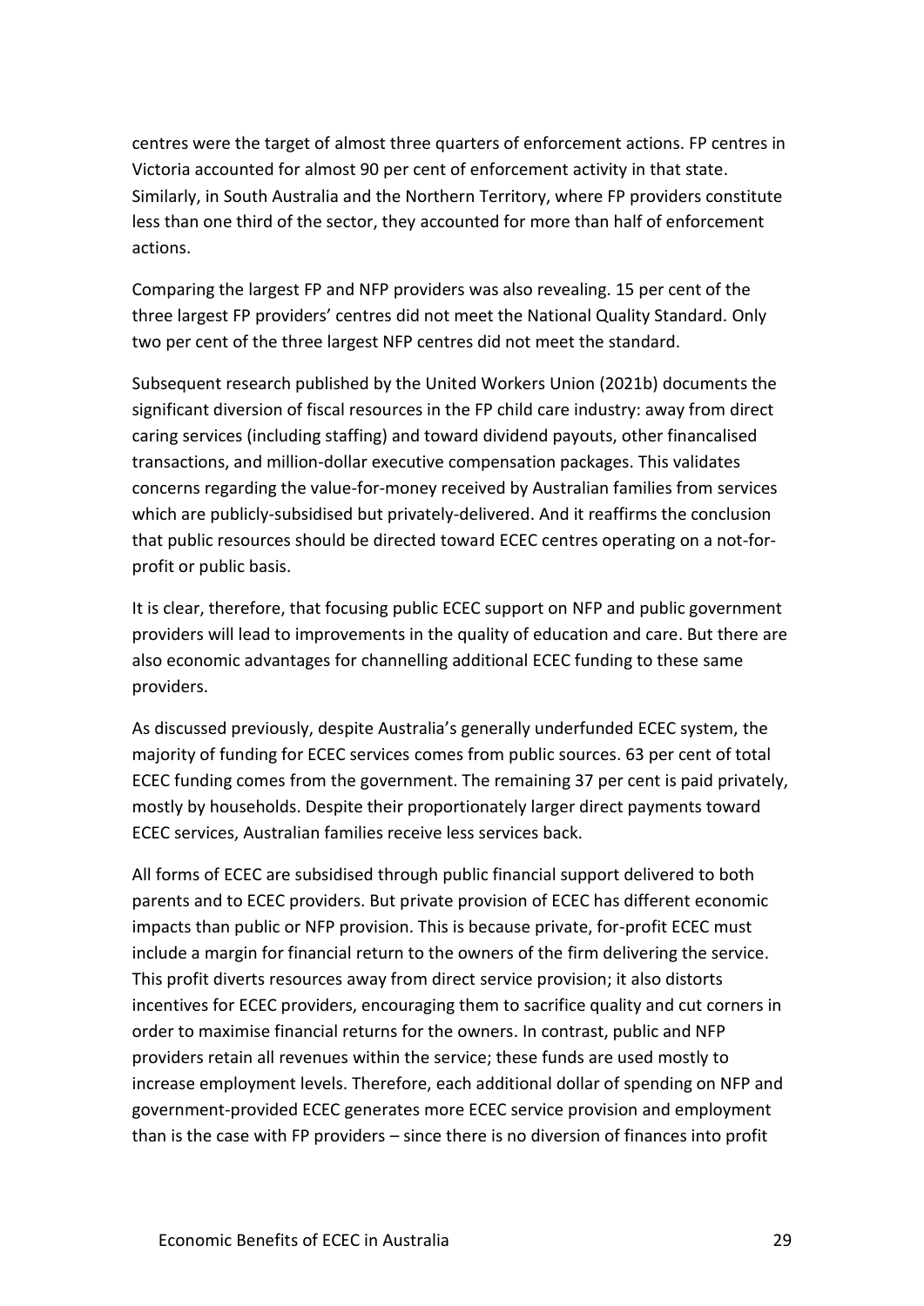centres were the target of almost three quarters of enforcement actions. FP centres in Victoria accounted for almost 90 per cent of enforcement activity in that state. Similarly, in South Australia and the Northern Territory, where FP providers constitute less than one third of the sector, they accounted for more than half of enforcement actions.

Comparing the largest FP and NFP providers was also revealing. 15 per cent of the three largest FP providers' centres did not meet the National Quality Standard. Only two per cent of the three largest NFP centres did not meet the standard.

Subsequent research published by the United Workers Union (2021b) documents the significant diversion of fiscal resources in the FP child care industry: away from direct caring services (including staffing) and toward dividend payouts, other financalised transactions, and million-dollar executive compensation packages. This validates concerns regarding the value-for-money received by Australian families from services which are publicly-subsidised but privately-delivered. And it reaffirms the conclusion that public resources should be directed toward ECEC centres operating on a not-for-profit or public basis.

It is clear, therefore, that focusing public ECEC support on NFP and public government providers will lead to improvements in the quality of education and care. But there are also economic advantages for channelling additional ECEC funding to these same providers.

As discussed previously, despite Australia's generally underfunded ECEC system, the majority of funding for ECEC services comes from public sources. 63 per cent of total ECEC funding comes from the government. The remaining 37 per cent is paid privately, mostly by households. Despite their proportionately larger direct payments toward ECEC services, Australian families receive less services back.

All forms of ECEC are subsidised through public financial support delivered to both parents and to ECEC providers. But private provision of ECEC has different economic impacts than public or NFP provision. This is because private, for-profit ECEC must include a margin for financial return to the owners of the firm delivering the service. This profit diverts resources away from direct service provision; it also distorts incentives for ECEC providers, encouraging them to sacrifice quality and cut corners in order to maximise financial returns for the owners. In contrast, public and NFP providers retain all revenues within the service; these funds are used mostly to increase employment levels. Therefore, each additional dollar of spending on NFP and government-provided ECEC generates more ECEC service provision and employment than is the case with FP providers – since there is no diversion of finances into profit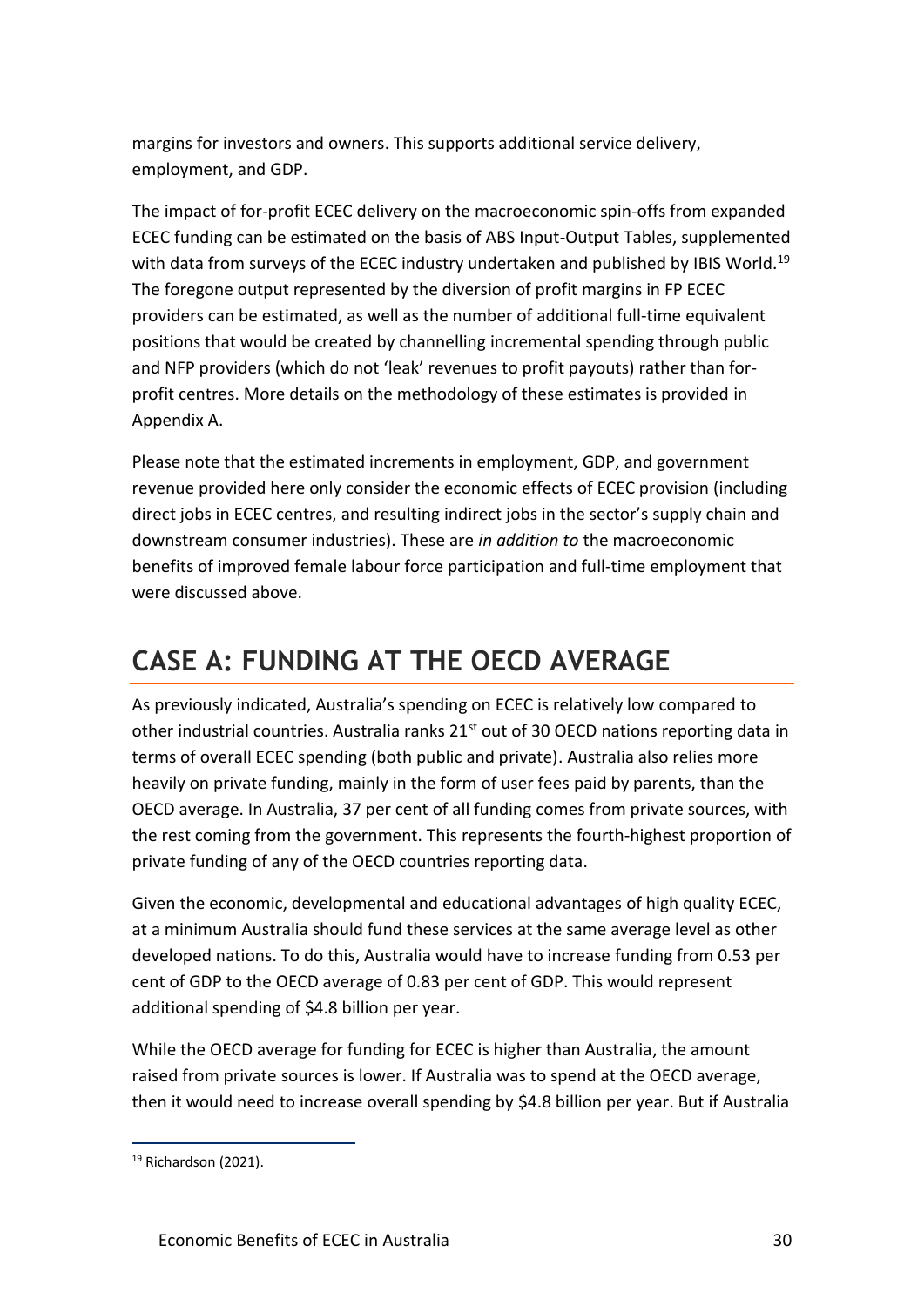margins for investors and owners. This supports additional service delivery, employment, and GDP.

The impact of for-profit ECEC delivery on the macroeconomic spin-offs from expanded ECEC funding can be estimated on the basis of ABS Input-Output Tables, supplemented with data from surveys of the ECEC industry undertaken and published by IBIS World.[19] The foregone output represented by the diversion of profit margins in FP ECEC providers can be estimated, as well as the number of additional full-time equivalent positions that would be created by channelling incremental spending through public and NFP providers (which do not 'leak' revenues to profit payouts) rather than for-profit centres. More details on the methodology of these estimates is provided in Appendix A.

Please note that the estimated increments in employment, GDP, and government revenue provided here only consider the economic effects of ECEC provision (including direct jobs in ECEC centres, and resulting indirect jobs in the sector's supply chain and downstream consumer industries). These are *in addition to* the macroeconomic benefits of improved female labour force participation and full-time employment that were discussed above.

## CASE A: FUNDING AT THE OECD AVERAGE

As previously indicated, Australia's spending on ECEC is relatively low compared to other industrial countries. Australia ranks 21st out of 30 OECD nations reporting data in terms of overall ECEC spending (both public and private). Australia also relies more heavily on private funding, mainly in the form of user fees paid by parents, than the OECD average. In Australia, 37 per cent of all funding comes from private sources, with the rest coming from the government. This represents the fourth-highest proportion of private funding of any of the OECD countries reporting data.

Given the economic, developmental and educational advantages of high quality ECEC, at a minimum Australia should fund these services at the same average level as other developed nations. To do this, Australia would have to increase funding from 0.53 per cent of GDP to the OECD average of 0.83 per cent of GDP. This would represent additional spending of $4.8 billion per year.

While the OECD average for funding for ECEC is higher than Australia, the amount raised from private sources is lower. If Australia was to spend at the OECD average, then it would need to increase overall spending by $4.8 billion per year. But if Australia

[19] Richardson (2021).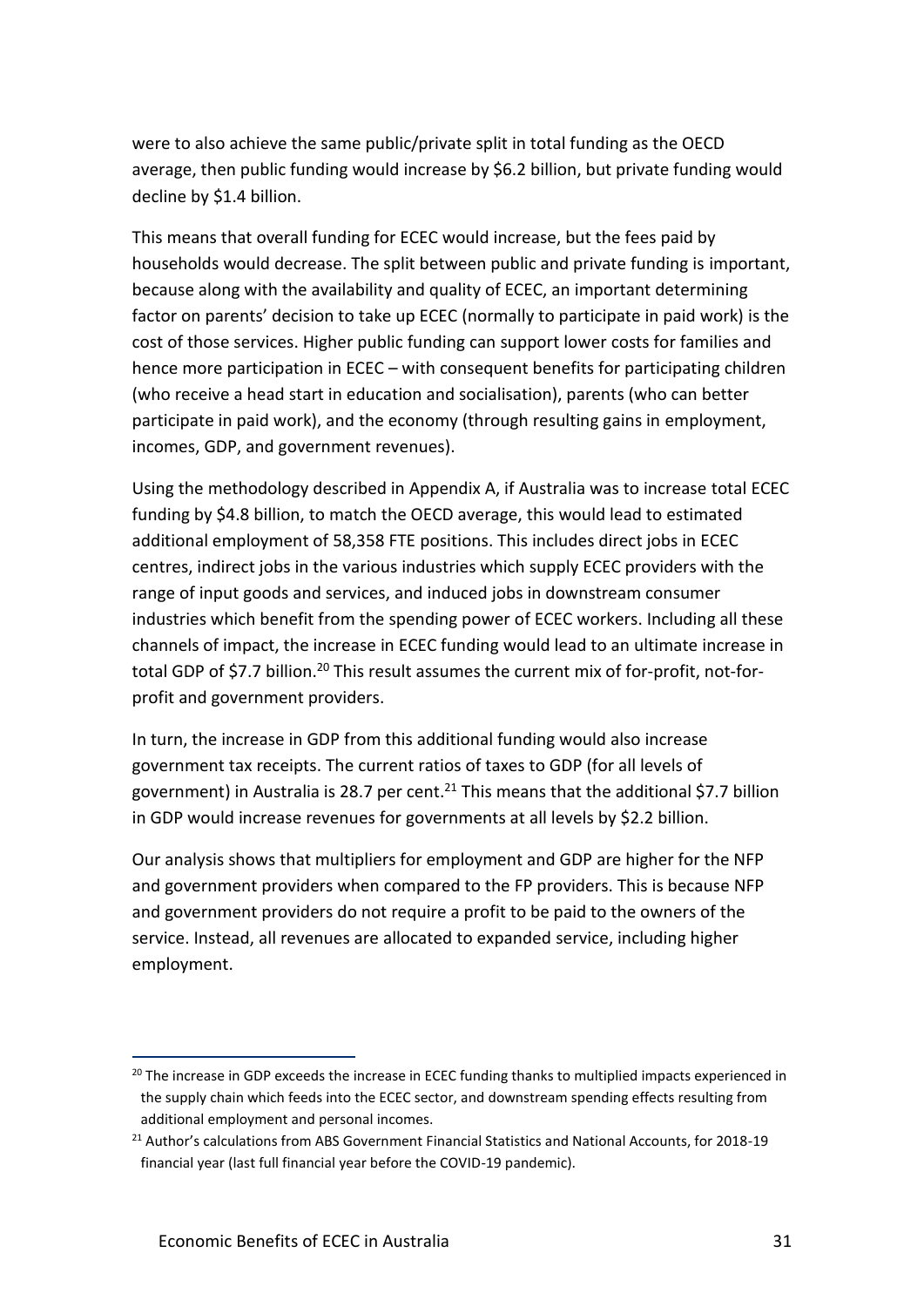were to also achieve the same public/private split in total funding as the OECD average, then public funding would increase by $6.2 billion, but private funding would decline by $1.4 billion.

This means that overall funding for ECEC would increase, but the fees paid by households would decrease. The split between public and private funding is important, because along with the availability and quality of ECEC, an important determining factor on parents' decision to take up ECEC (normally to participate in paid work) is the cost of those services. Higher public funding can support lower costs for families and hence more participation in ECEC – with consequent benefits for participating children (who receive a head start in education and socialisation), parents (who can better participate in paid work), and the economy (through resulting gains in employment, incomes, GDP, and government revenues).

Using the methodology described in Appendix A, if Australia was to increase total ECEC funding by $4.8 billion, to match the OECD average, this would lead to estimated additional employment of 58,358 FTE positions. This includes direct jobs in ECEC centres, indirect jobs in the various industries which supply ECEC providers with the range of input goods and services, and induced jobs in downstream consumer industries which benefit from the spending power of ECEC workers. Including all these channels of impact, the increase in ECEC funding would lead to an ultimate increase in total GDP of $7.7 billion.[20] This result assumes the current mix of for-profit, not-for-profit and government providers.

In turn, the increase in GDP from this additional funding would also increase government tax receipts. The current ratios of taxes to GDP (for all levels of government) in Australia is 28.7 per cent.[21] This means that the additional $7.7 billion in GDP would increase revenues for governments at all levels by $2.2 billion.

Our analysis shows that multipliers for employment and GDP are higher for the NFP and government providers when compared to the FP providers. This is because NFP and government providers do not require a profit to be paid to the owners of the service. Instead, all revenues are allocated to expanded service, including higher employment.

[20] The increase in GDP exceeds the increase in ECEC funding thanks to multiplied impacts experienced in the supply chain which feeds into the ECEC sector, and downstream spending effects resulting from additional employment and personal incomes.

[21] Author's calculations from ABS Government Financial Statistics and National Accounts, for 2018-19 financial year (last full financial year before the COVID-19 pandemic).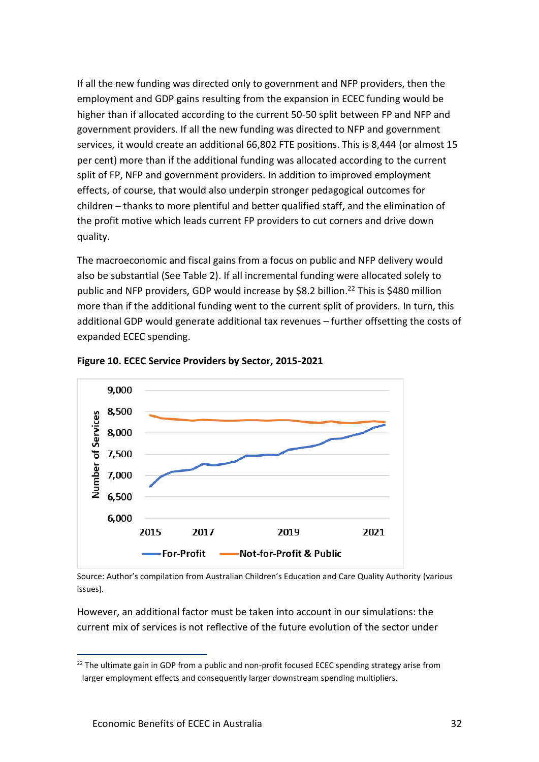If all the new funding was directed only to government and NFP providers, then the employment and GDP gains resulting from the expansion in ECEC funding would be higher than if allocated according to the current 50-50 split between FP and NFP and government providers. If all the new funding was directed to NFP and government services, it would create an additional 66,802 FTE positions. This is 8,444 (or almost 15 per cent) more than if the additional funding was allocated according to the current split of FP, NFP and government providers. In addition to improved employment effects, of course, that would also underpin stronger pedagogical outcomes for children – thanks to more plentiful and better qualified staff, and the elimination of the profit motive which leads current FP providers to cut corners and drive down quality.

The macroeconomic and fiscal gains from a focus on public and NFP delivery would also be substantial (See Table 2). If all incremental funding were allocated solely to public and NFP providers, GDP would increase by $8.2 billion.[22] This is $480 million more than if the additional funding went to the current split of providers. In turn, this additional GDP would generate additional tax revenues – further offsetting the costs of expanded ECEC spending.

**Figure 10. ECEC Service Providers by Sector, 2015-2021**

Source: Author's compilation from Australian Children's Education and Care Quality Authority (various issues).

However, an additional factor must be taken into account in our simulations: the current mix of services is not reflective of the future evolution of the sector under

[22] The ultimate gain in GDP from a public and non-profit focused ECEC spending strategy arise from larger employment effects and consequently larger downstream spending multipliers.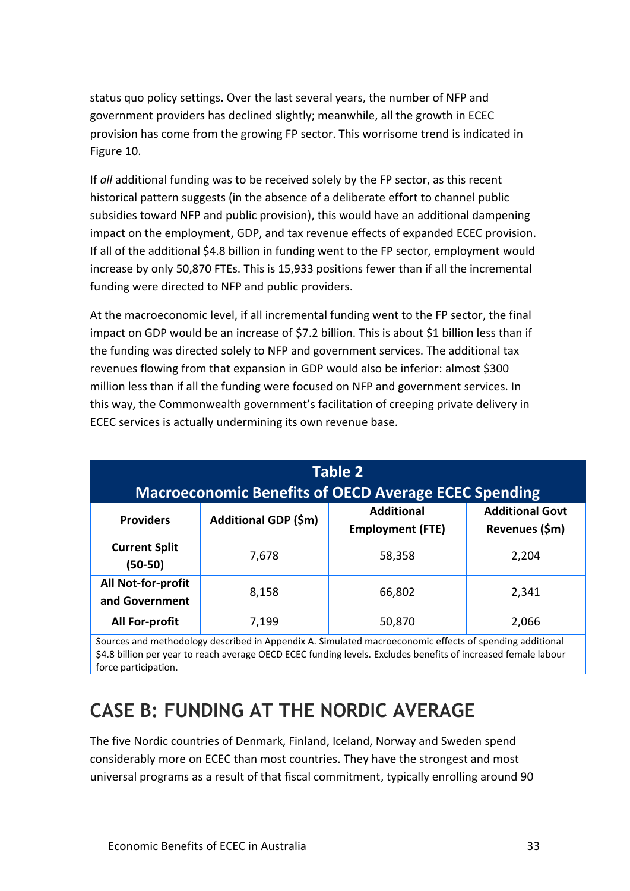status quo policy settings. Over the last several years, the number of NFP and government providers has declined slightly; meanwhile, all the growth in ECEC provision has come from the growing FP sector. This worrisome trend is indicated in Figure 10.

If *all* additional funding was to be received solely by the FP sector, as this recent historical pattern suggests (in the absence of a deliberate effort to channel public subsidies toward NFP and public provision), this would have an additional dampening impact on the employment, GDP, and tax revenue effects of expanded ECEC provision. If all of the additional $4.8 billion in funding went to the FP sector, employment would increase by only 50,870 FTEs. This is 15,933 positions fewer than if all the incremental funding were directed to NFP and public providers.

At the macroeconomic level, if all incremental funding went to the FP sector, the final impact on GDP would be an increase of $7.2 billion. This is about $1 billion less than if the funding was directed solely to NFP and government services. The additional tax revenues flowing from that expansion in GDP would also be inferior: almost $300 million less than if all the funding were focused on NFP and government services. In this way, the Commonwealth government's facilitation of creeping private delivery in ECEC services is actually undermining its own revenue base.

**Table 2**
**Macroeconomic Benefits of OECD Average ECEC Spending**

| Providers | Additional GDP ($m) | Additional Employment (FTE) | Additional Govt Revenues ($m) |
|---|---|---|---|
| **Current Split (50-50)** | 7,678 | 58,358 | 2,204 |
| **All Not-for-profit and Government** | 8,158 | 66,802 | 2,341 |
| **All For-profit** | 7,199 | 50,870 | 2,066 |

Sources and methodology described in Appendix A. Simulated macroeconomic effects of spending additional $4.8 billion per year to reach average OECD ECEC funding levels. Excludes benefits of increased female labour force participation.

## CASE B: FUNDING AT THE NORDIC AVERAGE

The five Nordic countries of Denmark, Finland, Iceland, Norway and Sweden spend considerably more on ECEC than most countries. They have the strongest and most universal programs as a result of that fiscal commitment, typically enrolling around 90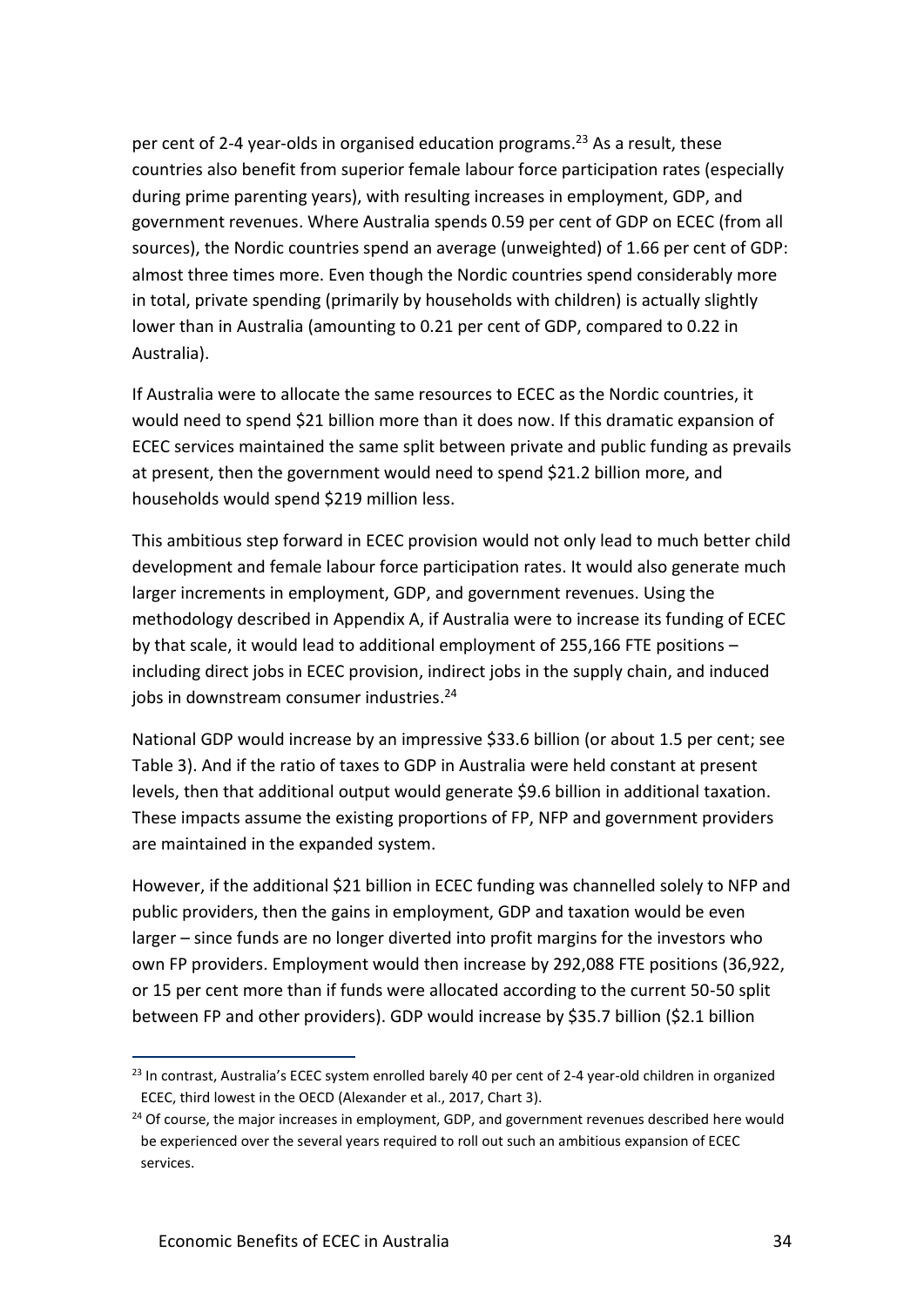per cent of 2-4 year-olds in organised education programs.[23] As a result, these countries also benefit from superior female labour force participation rates (especially during prime parenting years), with resulting increases in employment, GDP, and government revenues. Where Australia spends 0.59 per cent of GDP on ECEC (from all sources), the Nordic countries spend an average (unweighted) of 1.66 per cent of GDP: almost three times more. Even though the Nordic countries spend considerably more in total, private spending (primarily by households with children) is actually slightly lower than in Australia (amounting to 0.21 per cent of GDP, compared to 0.22 in Australia).

If Australia were to allocate the same resources to ECEC as the Nordic countries, it would need to spend $21 billion more than it does now. If this dramatic expansion of ECEC services maintained the same split between private and public funding as prevails at present, then the government would need to spend $21.2 billion more, and households would spend $219 million less.

This ambitious step forward in ECEC provision would not only lead to much better child development and female labour force participation rates. It would also generate much larger increments in employment, GDP, and government revenues. Using the methodology described in Appendix A, if Australia were to increase its funding of ECEC by that scale, it would lead to additional employment of 255,166 FTE positions – including direct jobs in ECEC provision, indirect jobs in the supply chain, and induced jobs in downstream consumer industries.[24]

National GDP would increase by an impressive $33.6 billion (or about 1.5 per cent; see Table 3). And if the ratio of taxes to GDP in Australia were held constant at present levels, then that additional output would generate $9.6 billion in additional taxation. These impacts assume the existing proportions of FP, NFP and government providers are maintained in the expanded system.

However, if the additional $21 billion in ECEC funding was channelled solely to NFP and public providers, then the gains in employment, GDP and taxation would be even larger – since funds are no longer diverted into profit margins for the investors who own FP providers. Employment would then increase by 292,088 FTE positions (36,922, or 15 per cent more than if funds were allocated according to the current 50-50 split between FP and other providers). GDP would increase by $35.7 billion ($2.1 billion

[23] In contrast, Australia's ECEC system enrolled barely 40 per cent of 2-4 year-old children in organized ECEC, third lowest in the OECD (Alexander et al., 2017, Chart 3).

[24] Of course, the major increases in employment, GDP, and government revenues described here would be experienced over the several years required to roll out such an ambitious expansion of ECEC services.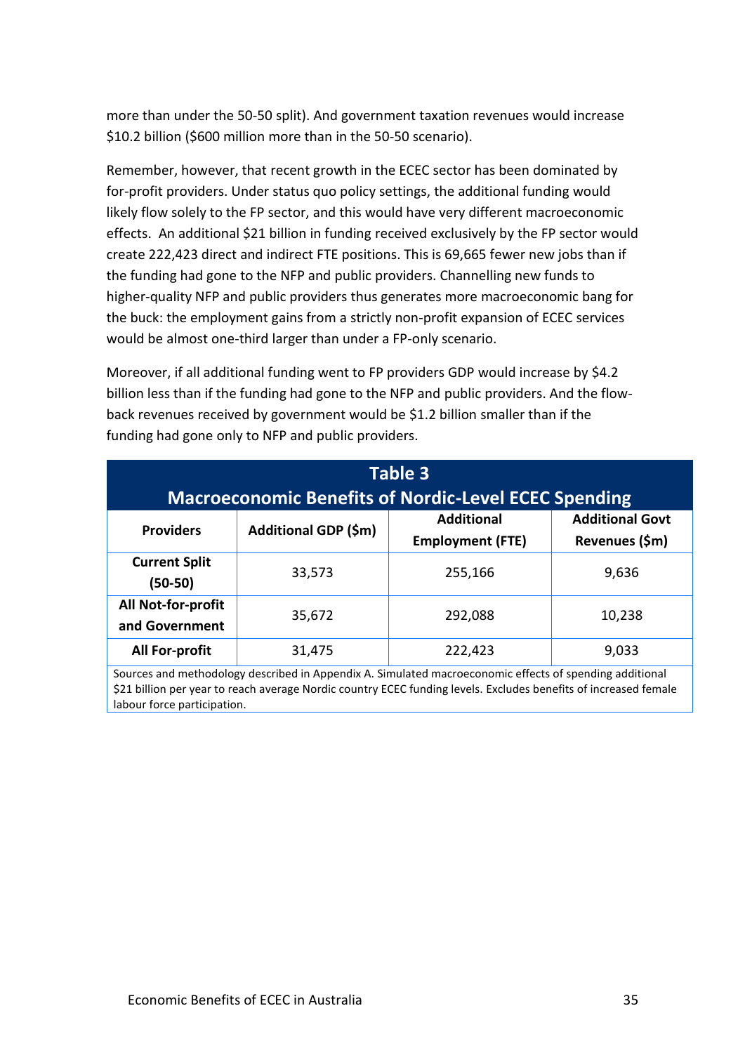more than under the 50-50 split). And government taxation revenues would increase $10.2 billion ($600 million more than in the 50-50 scenario).

Remember, however, that recent growth in the ECEC sector has been dominated by for-profit providers. Under status quo policy settings, the additional funding would likely flow solely to the FP sector, and this would have very different macroeconomic effects. An additional $21 billion in funding received exclusively by the FP sector would create 222,423 direct and indirect FTE positions. This is 69,665 fewer new jobs than if the funding had gone to the NFP and public providers. Channelling new funds to higher-quality NFP and public providers thus generates more macroeconomic bang for the buck: the employment gains from a strictly non-profit expansion of ECEC services would be almost one-third larger than under a FP-only scenario.

Moreover, if all additional funding went to FP providers GDP would increase by $4.2 billion less than if the funding had gone to the NFP and public providers. And the flow-back revenues received by government would be $1.2 billion smaller than if the funding had gone only to NFP and public providers.

**Table 3**
**Macroeconomic Benefits of Nordic-Level ECEC Spending**

| Providers | Additional GDP ($m) | Additional Employment (FTE) | Additional Govt Revenues ($m) |
|---|---|---|---|
| **Current Split (50-50)** | 33,573 | 255,166 | 9,636 |
| **All Not-for-profit and Government** | 35,672 | 292,088 | 10,238 |
| **All For-profit** | 31,475 | 222,423 | 9,033 |

Sources and methodology described in Appendix A. Simulated macroeconomic effects of spending additional $21 billion per year to reach average Nordic country ECEC funding levels. Excludes benefits of increased female labour force participation.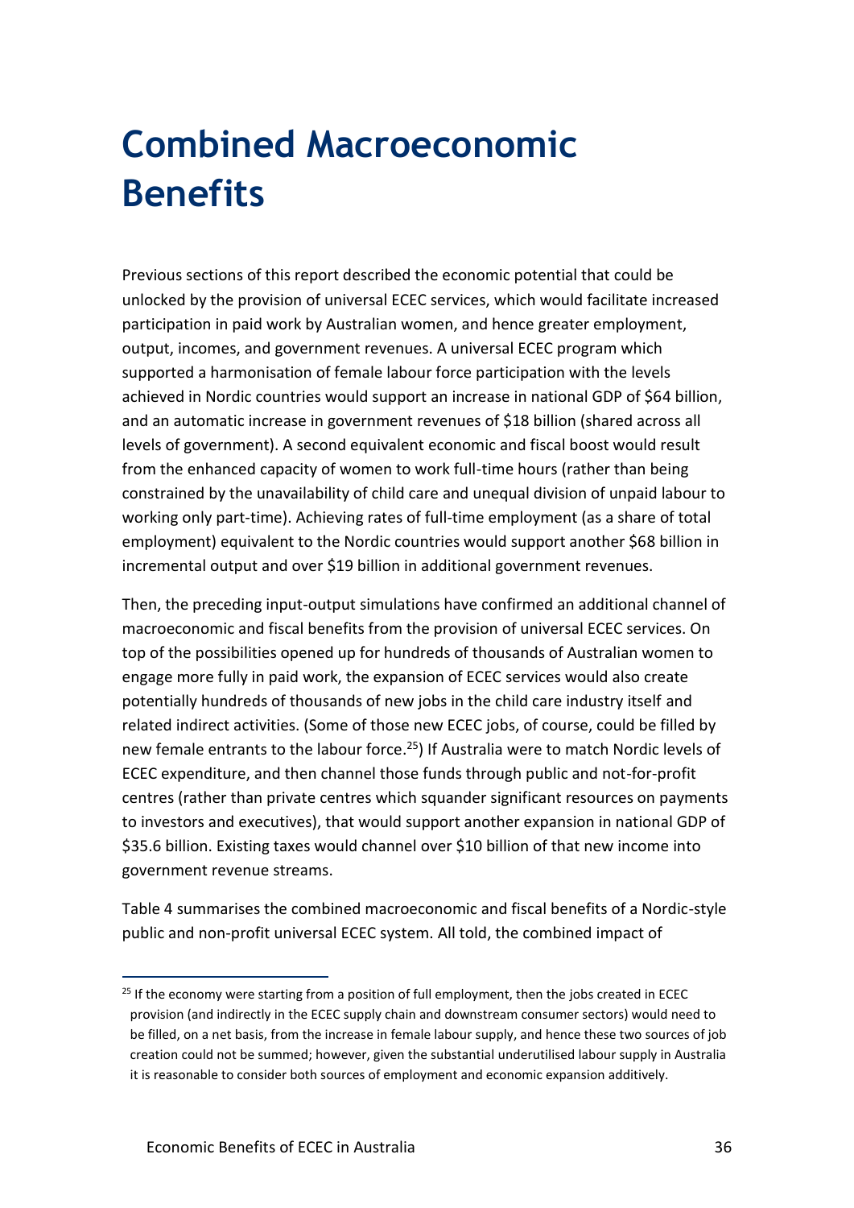# Combined Macroeconomic Benefits

Previous sections of this report described the economic potential that could be unlocked by the provision of universal ECEC services, which would facilitate increased participation in paid work by Australian women, and hence greater employment, output, incomes, and government revenues. A universal ECEC program which supported a harmonisation of female labour force participation with the levels achieved in Nordic countries would support an increase in national GDP of $64 billion, and an automatic increase in government revenues of $18 billion (shared across all levels of government). A second equivalent economic and fiscal boost would result from the enhanced capacity of women to work full-time hours (rather than being constrained by the unavailability of child care and unequal division of unpaid labour to working only part-time). Achieving rates of full-time employment (as a share of total employment) equivalent to the Nordic countries would support another $68 billion in incremental output and over $19 billion in additional government revenues.

Then, the preceding input-output simulations have confirmed an additional channel of macroeconomic and fiscal benefits from the provision of universal ECEC services. On top of the possibilities opened up for hundreds of thousands of Australian women to engage more fully in paid work, the expansion of ECEC services would also create potentially hundreds of thousands of new jobs in the child care industry itself and related indirect activities. (Some of those new ECEC jobs, of course, could be filled by new female entrants to the labour force.[25]) If Australia were to match Nordic levels of ECEC expenditure, and then channel those funds through public and not-for-profit centres (rather than private centres which squander significant resources on payments to investors and executives), that would support another expansion in national GDP of $35.6 billion. Existing taxes would channel over $10 billion of that new income into government revenue streams.

Table 4 summarises the combined macroeconomic and fiscal benefits of a Nordic-style public and non-profit universal ECEC system. All told, the combined impact of

[25] If the economy were starting from a position of full employment, then the jobs created in ECEC provision (and indirectly in the ECEC supply chain and downstream consumer sectors) would need to be filled, on a net basis, from the increase in female labour supply, and hence these two sources of job creation could not be summed; however, given the substantial underutilised labour supply in Australia it is reasonable to consider both sources of employment and economic expansion additively.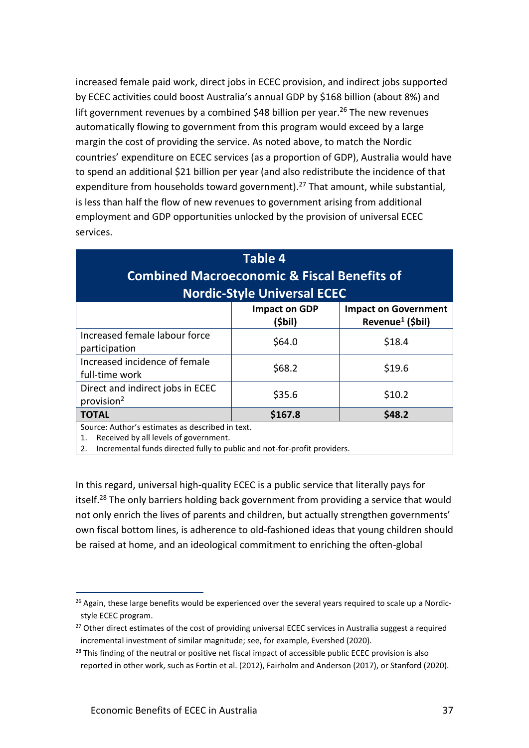increased female paid work, direct jobs in ECEC provision, and indirect jobs supported by ECEC activities could boost Australia's annual GDP by $168 billion (about 8%) and lift government revenues by a combined $48 billion per year.[26] The new revenues automatically flowing to government from this program would exceed by a large margin the cost of providing the service. As noted above, to match the Nordic countries' expenditure on ECEC services (as a proportion of GDP), Australia would have to spend an additional $21 billion per year (and also redistribute the incidence of that expenditure from households toward government).[27] That amount, while substantial, is less than half the flow of new revenues to government arising from additional employment and GDP opportunities unlocked by the provision of universal ECEC services.

**Table 4**
**Combined Macroeconomic & Fiscal Benefits of Nordic-Style Universal ECEC**

| | Impact on GDP ($bil) | Impact on Government Revenue[1] ($bil) |
|---|---|---|
| Increased female labour force participation | $64.0 | $18.4 |
| Increased incidence of female full-time work | $68.2 | $19.6 |
| Direct and indirect jobs in ECEC provision[2] | $35.6 | $10.2 |
| **TOTAL** | **$167.8** | **$48.2** |

Source: Author's estimates as described in text.
1. Received by all levels of government.
2. Incremental funds directed fully to public and not-for-profit providers.

In this regard, universal high-quality ECEC is a public service that literally pays for itself.[28] The only barriers holding back government from providing a service that would not only enrich the lives of parents and children, but actually strengthen governments' own fiscal bottom lines, is adherence to old-fashioned ideas that young children should be raised at home, and an ideological commitment to enriching the often-global

---

[26] Again, these large benefits would be experienced over the several years required to scale up a Nordic-style ECEC program.

[27] Other direct estimates of the cost of providing universal ECEC services in Australia suggest a required incremental investment of similar magnitude; see, for example, Evershed (2020).

[28] This finding of the neutral or positive net fiscal impact of accessible public ECEC provision is also reported in other work, such as Fortin et al. (2012), Fairholm and Anderson (2017), or Stanford (2020).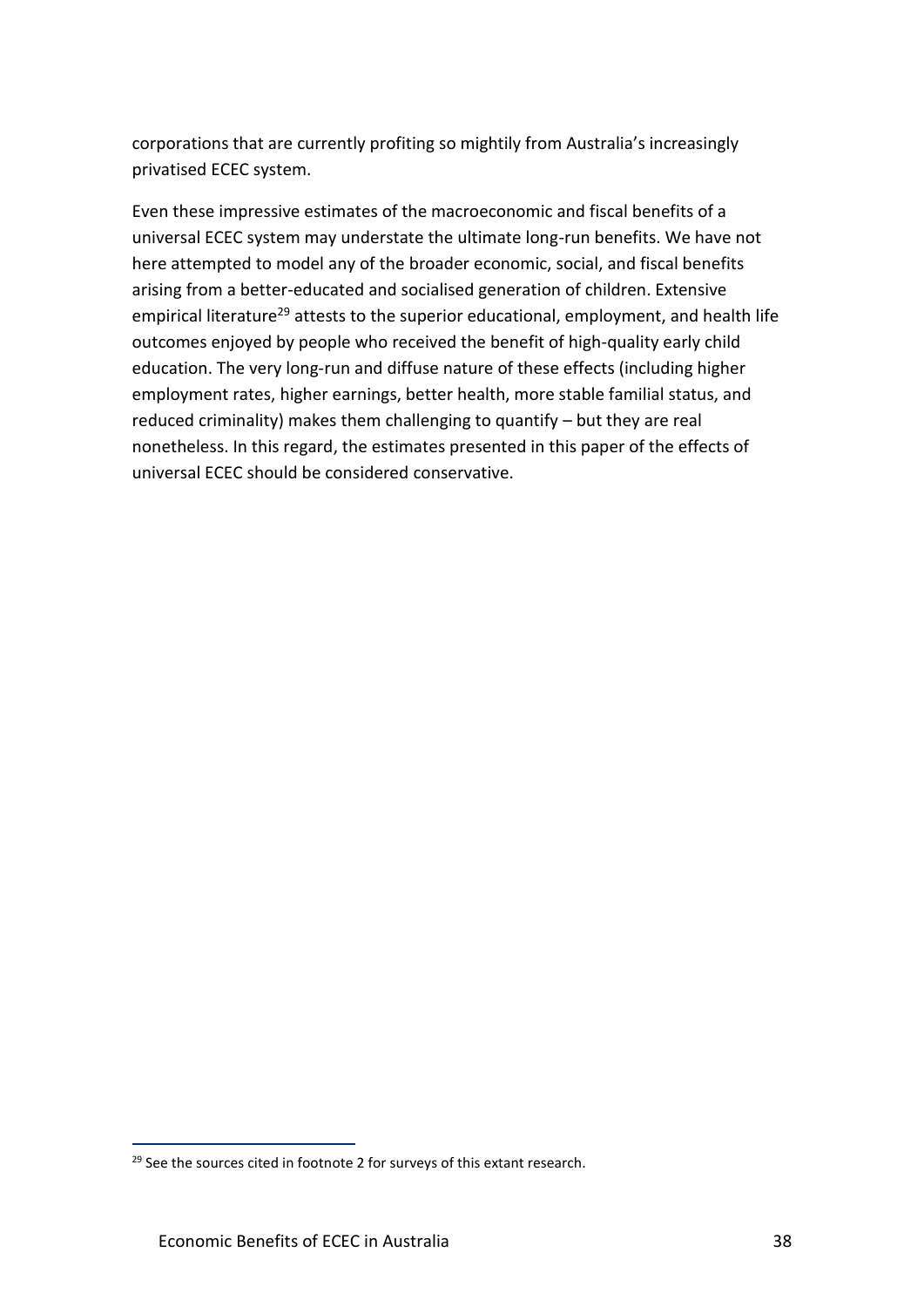corporations that are currently profiting so mightily from Australia's increasingly privatised ECEC system.

Even these impressive estimates of the macroeconomic and fiscal benefits of a universal ECEC system may understate the ultimate long-run benefits. We have not here attempted to model any of the broader economic, social, and fiscal benefits arising from a better-educated and socialised generation of children. Extensive empirical literature[29] attests to the superior educational, employment, and health life outcomes enjoyed by people who received the benefit of high-quality early child education. The very long-run and diffuse nature of these effects (including higher employment rates, higher earnings, better health, more stable familial status, and reduced criminality) makes them challenging to quantify – but they are real nonetheless. In this regard, the estimates presented in this paper of the effects of universal ECEC should be considered conservative.

[29] See the sources cited in footnote 2 for surveys of this extant research.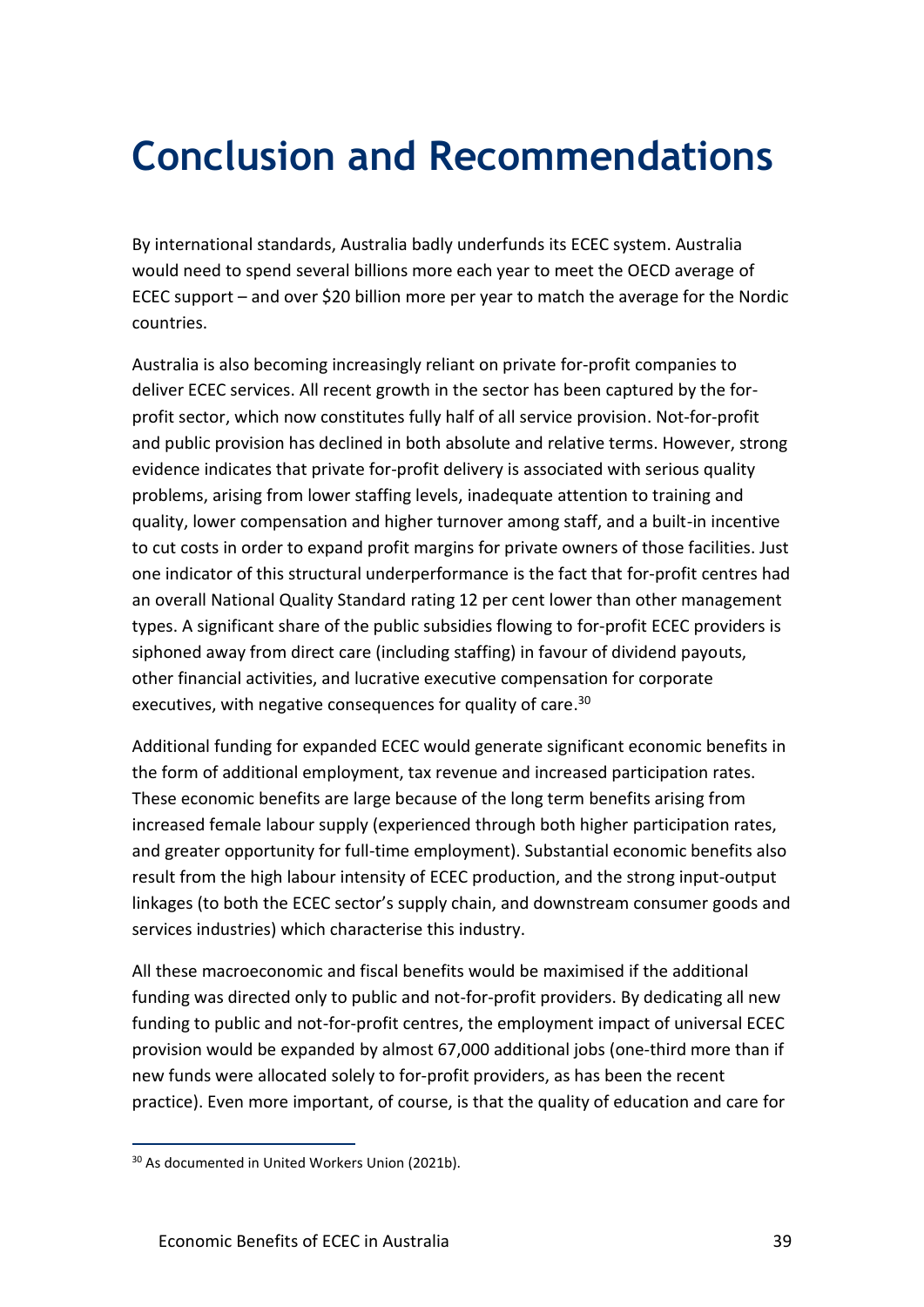# Conclusion and Recommendations

By international standards, Australia badly underfunds its ECEC system. Australia would need to spend several billions more each year to meet the OECD average of ECEC support – and over $20 billion more per year to match the average for the Nordic countries.

Australia is also becoming increasingly reliant on private for-profit companies to deliver ECEC services. All recent growth in the sector has been captured by the for-profit sector, which now constitutes fully half of all service provision. Not-for-profit and public provision has declined in both absolute and relative terms. However, strong evidence indicates that private for-profit delivery is associated with serious quality problems, arising from lower staffing levels, inadequate attention to training and quality, lower compensation and higher turnover among staff, and a built-in incentive to cut costs in order to expand profit margins for private owners of those facilities. Just one indicator of this structural underperformance is the fact that for-profit centres had an overall National Quality Standard rating 12 per cent lower than other management types. A significant share of the public subsidies flowing to for-profit ECEC providers is siphoned away from direct care (including staffing) in favour of dividend payouts, other financial activities, and lucrative executive compensation for corporate executives, with negative consequences for quality of care.[30]

Additional funding for expanded ECEC would generate significant economic benefits in the form of additional employment, tax revenue and increased participation rates. These economic benefits are large because of the long term benefits arising from increased female labour supply (experienced through both higher participation rates, and greater opportunity for full-time employment). Substantial economic benefits also result from the high labour intensity of ECEC production, and the strong input-output linkages (to both the ECEC sector's supply chain, and downstream consumer goods and services industries) which characterise this industry.

All these macroeconomic and fiscal benefits would be maximised if the additional funding was directed only to public and not-for-profit providers. By dedicating all new funding to public and not-for-profit centres, the employment impact of universal ECEC provision would be expanded by almost 67,000 additional jobs (one-third more than if new funds were allocated solely to for-profit providers, as has been the recent practice). Even more important, of course, is that the quality of education and care for

[30] As documented in United Workers Union (2021b).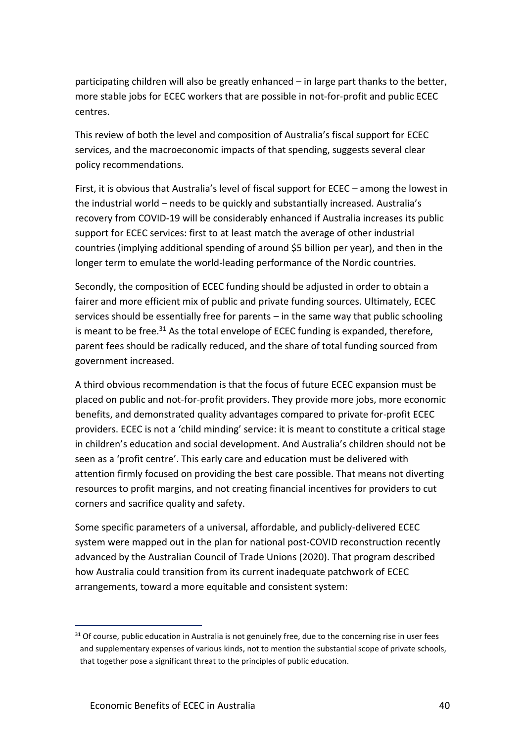participating children will also be greatly enhanced – in large part thanks to the better, more stable jobs for ECEC workers that are possible in not-for-profit and public ECEC centres.

This review of both the level and composition of Australia's fiscal support for ECEC services, and the macroeconomic impacts of that spending, suggests several clear policy recommendations.

First, it is obvious that Australia's level of fiscal support for ECEC – among the lowest in the industrial world – needs to be quickly and substantially increased. Australia's recovery from COVID-19 will be considerably enhanced if Australia increases its public support for ECEC services: first to at least match the average of other industrial countries (implying additional spending of around $5 billion per year), and then in the longer term to emulate the world-leading performance of the Nordic countries.

Secondly, the composition of ECEC funding should be adjusted in order to obtain a fairer and more efficient mix of public and private funding sources. Ultimately, ECEC services should be essentially free for parents – in the same way that public schooling is meant to be free.[31] As the total envelope of ECEC funding is expanded, therefore, parent fees should be radically reduced, and the share of total funding sourced from government increased.

A third obvious recommendation is that the focus of future ECEC expansion must be placed on public and not-for-profit providers. They provide more jobs, more economic benefits, and demonstrated quality advantages compared to private for-profit ECEC providers. ECEC is not a 'child minding' service: it is meant to constitute a critical stage in children's education and social development. And Australia's children should not be seen as a 'profit centre'. This early care and education must be delivered with attention firmly focused on providing the best care possible. That means not diverting resources to profit margins, and not creating financial incentives for providers to cut corners and sacrifice quality and safety.

Some specific parameters of a universal, affordable, and publicly-delivered ECEC system were mapped out in the plan for national post-COVID reconstruction recently advanced by the Australian Council of Trade Unions (2020). That program described how Australia could transition from its current inadequate patchwork of ECEC arrangements, toward a more equitable and consistent system:

[31] Of course, public education in Australia is not genuinely free, due to the concerning rise in user fees and supplementary expenses of various kinds, not to mention the substantial scope of private schools, that together pose a significant threat to the principles of public education.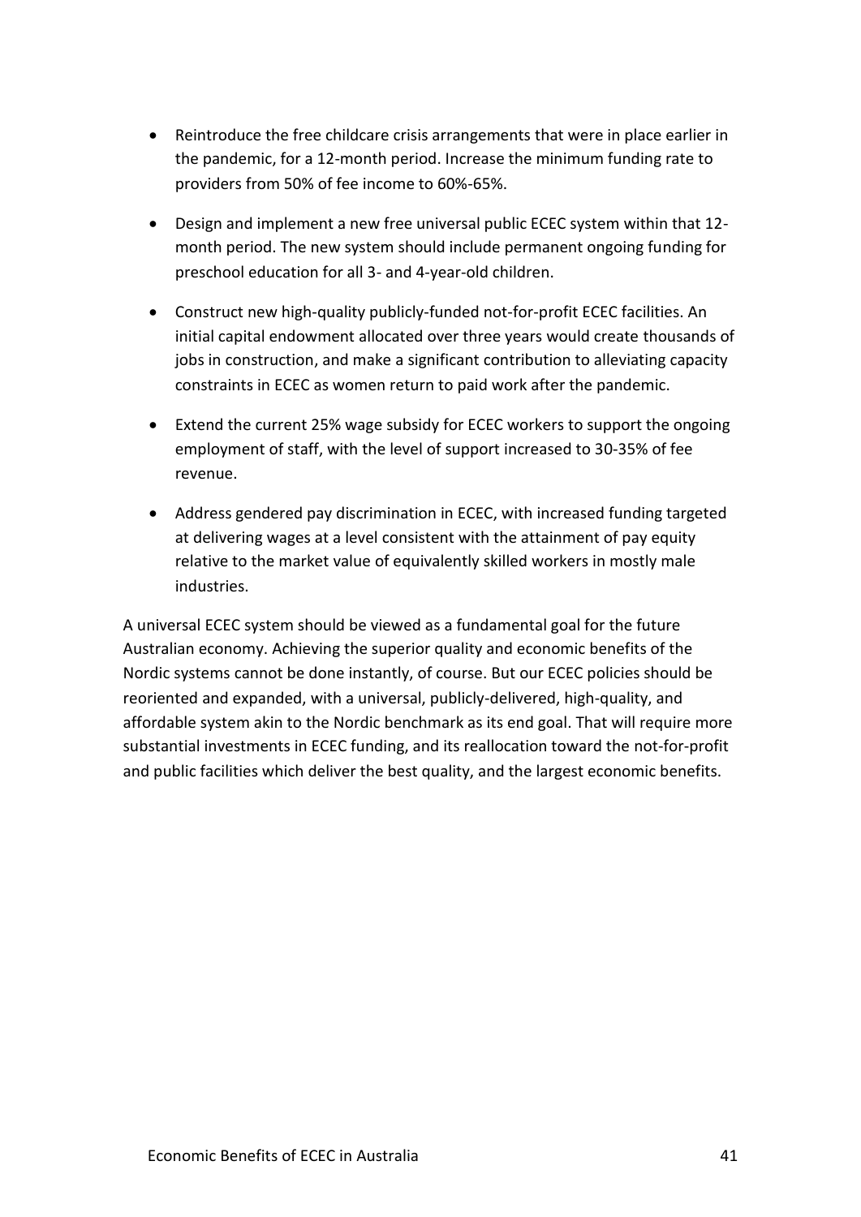- Reintroduce the free childcare crisis arrangements that were in place earlier in the pandemic, for a 12-month period. Increase the minimum funding rate to providers from 50% of fee income to 60%-65%.

- Design and implement a new free universal public ECEC system within that 12-month period. The new system should include permanent ongoing funding for preschool education for all 3- and 4-year-old children.

- Construct new high-quality publicly-funded not-for-profit ECEC facilities. An initial capital endowment allocated over three years would create thousands of jobs in construction, and make a significant contribution to alleviating capacity constraints in ECEC as women return to paid work after the pandemic.

- Extend the current 25% wage subsidy for ECEC workers to support the ongoing employment of staff, with the level of support increased to 30-35% of fee revenue.

- Address gendered pay discrimination in ECEC, with increased funding targeted at delivering wages at a level consistent with the attainment of pay equity relative to the market value of equivalently skilled workers in mostly male industries.

A universal ECEC system should be viewed as a fundamental goal for the future Australian economy. Achieving the superior quality and economic benefits of the Nordic systems cannot be done instantly, of course. But our ECEC policies should be reoriented and expanded, with a universal, publicly-delivered, high-quality, and affordable system akin to the Nordic benchmark as its end goal. That will require more substantial investments in ECEC funding, and its reallocation toward the not-for-profit and public facilities which deliver the best quality, and the largest economic benefits.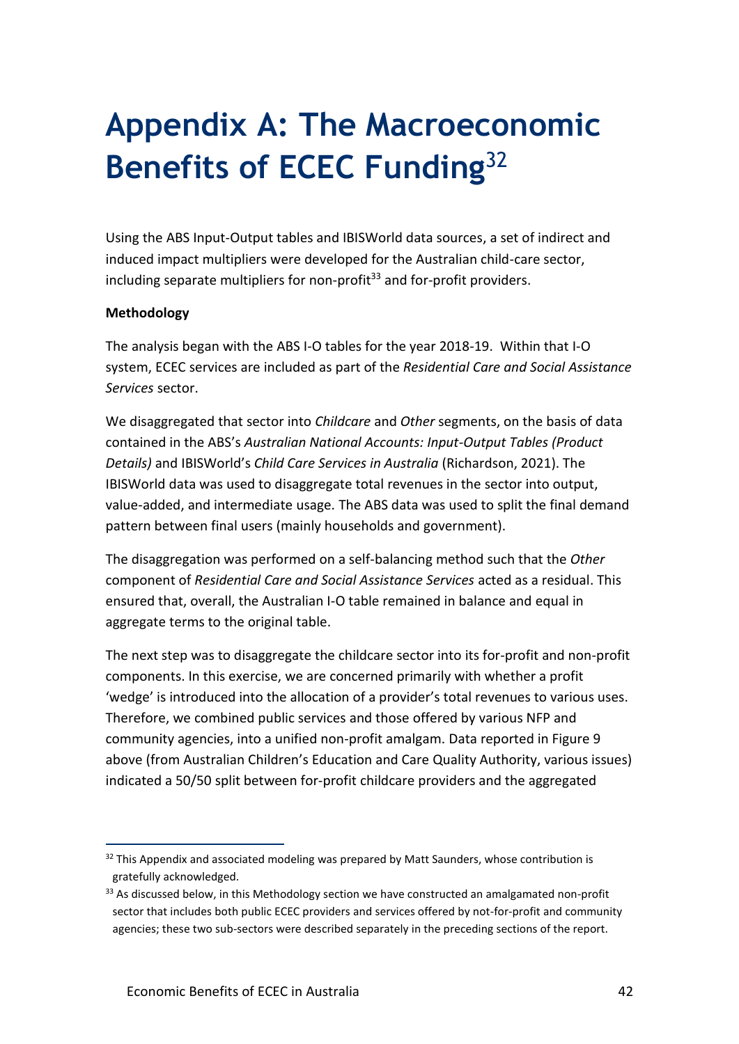# Appendix A: The Macroeconomic Benefits of ECEC Funding[32]

Using the ABS Input-Output tables and IBISWorld data sources, a set of indirect and induced impact multipliers were developed for the Australian child-care sector, including separate multipliers for non-profit[33] and for-profit providers.

**Methodology**

The analysis began with the ABS I-O tables for the year 2018-19. Within that I-O system, ECEC services are included as part of the *Residential Care and Social Assistance Services* sector.

We disaggregated that sector into *Childcare* and *Other* segments, on the basis of data contained in the ABS's *Australian National Accounts: Input-Output Tables (Product Details)* and IBISWorld's *Child Care Services in Australia* (Richardson, 2021). The IBISWorld data was used to disaggregate total revenues in the sector into output, value-added, and intermediate usage. The ABS data was used to split the final demand pattern between final users (mainly households and government).

The disaggregation was performed on a self-balancing method such that the *Other* component of *Residential Care and Social Assistance Services* acted as a residual. This ensured that, overall, the Australian I-O table remained in balance and equal in aggregate terms to the original table.

The next step was to disaggregate the childcare sector into its for-profit and non-profit components. In this exercise, we are concerned primarily with whether a profit 'wedge' is introduced into the allocation of a provider's total revenues to various uses. Therefore, we combined public services and those offered by various NFP and community agencies, into a unified non-profit amalgam. Data reported in Figure 9 above (from Australian Children's Education and Care Quality Authority, various issues) indicated a 50/50 split between for-profit childcare providers and the aggregated

---

[32] This Appendix and associated modeling was prepared by Matt Saunders, whose contribution is gratefully acknowledged.

[33] As discussed below, in this Methodology section we have constructed an amalgamated non-profit sector that includes both public ECEC providers and services offered by not-for-profit and community agencies; these two sub-sectors were described separately in the preceding sections of the report.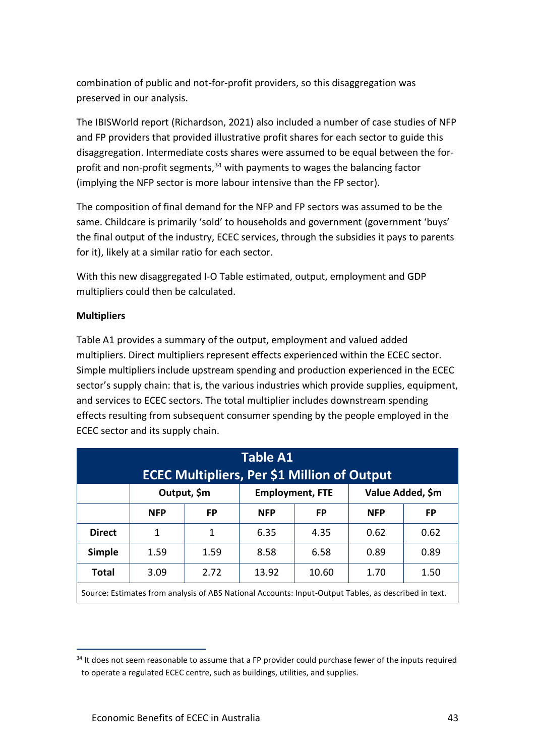combination of public and not-for-profit providers, so this disaggregation was preserved in our analysis.

The IBISWorld report (Richardson, 2021) also included a number of case studies of NFP and FP providers that provided illustrative profit shares for each sector to guide this disaggregation. Intermediate costs shares were assumed to be equal between the for-profit and non-profit segments,[34] with payments to wages the balancing factor (implying the NFP sector is more labour intensive than the FP sector).

The composition of final demand for the NFP and FP sectors was assumed to be the same. Childcare is primarily 'sold' to households and government (government 'buys' the final output of the industry, ECEC services, through the subsidies it pays to parents for it), likely at a similar ratio for each sector.

With this new disaggregated I-O Table estimated, output, employment and GDP multipliers could then be calculated.

**Multipliers**

Table A1 provides a summary of the output, employment and valued added multipliers. Direct multipliers represent effects experienced within the ECEC sector. Simple multipliers include upstream spending and production experienced in the ECEC sector's supply chain: that is, the various industries which provide supplies, equipment, and services to ECEC sectors. The total multiplier includes downstream spending effects resulting from subsequent consumer spending by the people employed in the ECEC sector and its supply chain.

**Table A1**
**ECEC Multipliers, Per $1 Million of Output**

| | Output, $m | | Employment, FTE | | Value Added, $m | |
|---|---|---|---|---|---|---|
| | **NFP** | **FP** | **NFP** | **FP** | **NFP** | **FP** |
| **Direct** | 1 | 1 | 6.35 | 4.35 | 0.62 | 0.62 |
| **Simple** | 1.59 | 1.59 | 8.58 | 6.58 | 0.89 | 0.89 |
| **Total** | 3.09 | 2.72 | 13.92 | 10.60 | 1.70 | 1.50 |

Source: Estimates from analysis of ABS National Accounts: Input-Output Tables, as described in text.

[34] It does not seem reasonable to assume that a FP provider could purchase fewer of the inputs required to operate a regulated ECEC centre, such as buildings, utilities, and supplies.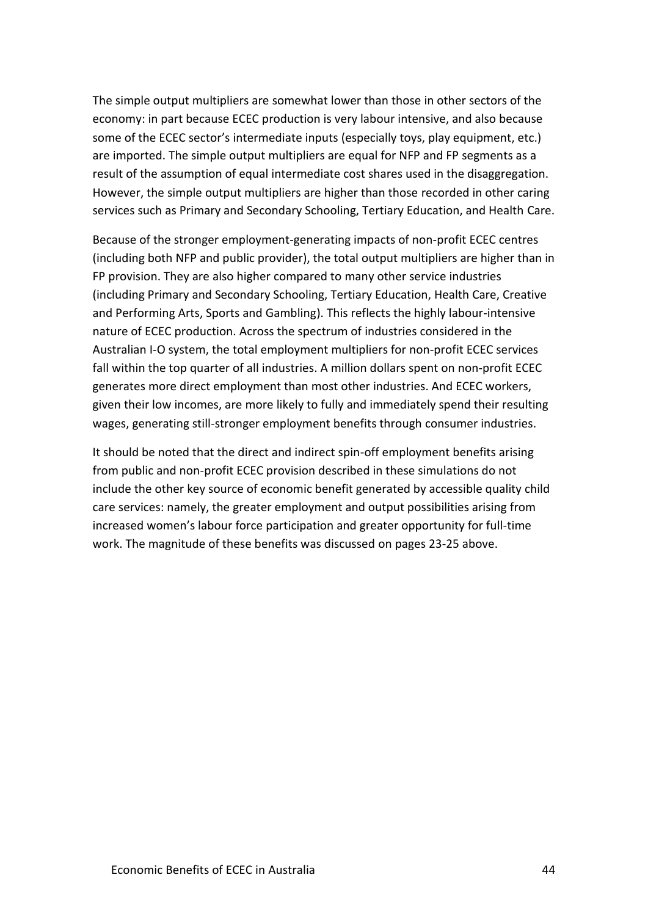The simple output multipliers are somewhat lower than those in other sectors of the economy: in part because ECEC production is very labour intensive, and also because some of the ECEC sector's intermediate inputs (especially toys, play equipment, etc.) are imported. The simple output multipliers are equal for NFP and FP segments as a result of the assumption of equal intermediate cost shares used in the disaggregation. However, the simple output multipliers are higher than those recorded in other caring services such as Primary and Secondary Schooling, Tertiary Education, and Health Care.

Because of the stronger employment-generating impacts of non-profit ECEC centres (including both NFP and public provider), the total output multipliers are higher than in FP provision. They are also higher compared to many other service industries (including Primary and Secondary Schooling, Tertiary Education, Health Care, Creative and Performing Arts, Sports and Gambling). This reflects the highly labour-intensive nature of ECEC production. Across the spectrum of industries considered in the Australian I-O system, the total employment multipliers for non-profit ECEC services fall within the top quarter of all industries. A million dollars spent on non-profit ECEC generates more direct employment than most other industries. And ECEC workers, given their low incomes, are more likely to fully and immediately spend their resulting wages, generating still-stronger employment benefits through consumer industries.

It should be noted that the direct and indirect spin-off employment benefits arising from public and non-profit ECEC provision described in these simulations do not include the other key source of economic benefit generated by accessible quality child care services: namely, the greater employment and output possibilities arising from increased women's labour force participation and greater opportunity for full-time work. The magnitude of these benefits was discussed on pages 23-25 above.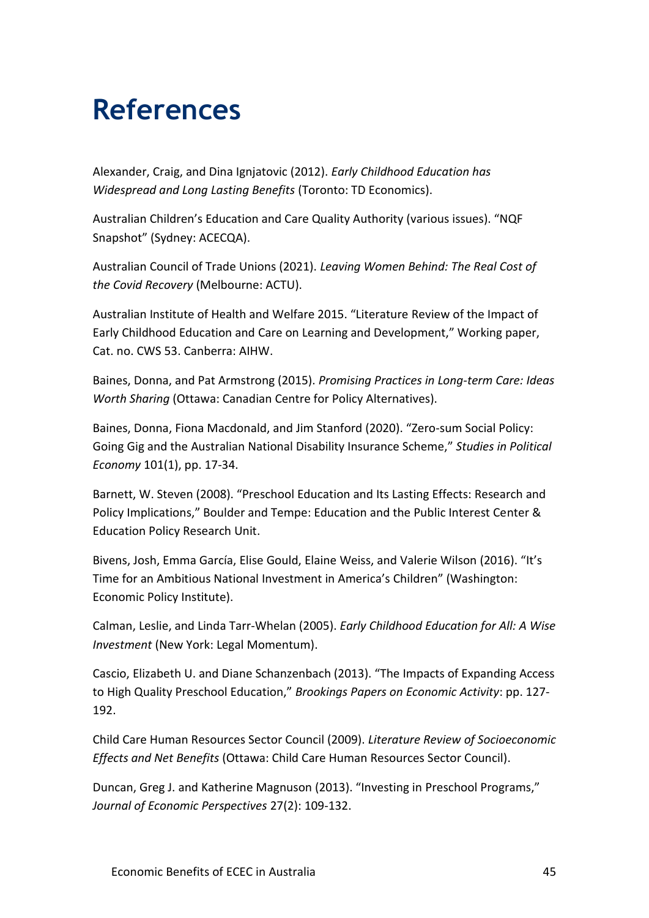# References

Alexander, Craig, and Dina Ignjatovic (2012). *Early Childhood Education has Widespread and Long Lasting Benefits* (Toronto: TD Economics).

Australian Children's Education and Care Quality Authority (various issues). "NQF Snapshot" (Sydney: ACECQA).

Australian Council of Trade Unions (2021). *Leaving Women Behind: The Real Cost of the Covid Recovery* (Melbourne: ACTU).

Australian Institute of Health and Welfare 2015. "Literature Review of the Impact of Early Childhood Education and Care on Learning and Development," Working paper, Cat. no. CWS 53. Canberra: AIHW.

Baines, Donna, and Pat Armstrong (2015). *Promising Practices in Long-term Care: Ideas Worth Sharing* (Ottawa: Canadian Centre for Policy Alternatives).

Baines, Donna, Fiona Macdonald, and Jim Stanford (2020). "Zero-sum Social Policy: Going Gig and the Australian National Disability Insurance Scheme," *Studies in Political Economy* 101(1), pp. 17-34.

Barnett, W. Steven (2008). "Preschool Education and Its Lasting Effects: Research and Policy Implications," Boulder and Tempe: Education and the Public Interest Center & Education Policy Research Unit.

Bivens, Josh, Emma García, Elise Gould, Elaine Weiss, and Valerie Wilson (2016). "It's Time for an Ambitious National Investment in America's Children" (Washington: Economic Policy Institute).

Calman, Leslie, and Linda Tarr-Whelan (2005). *Early Childhood Education for All: A Wise Investment* (New York: Legal Momentum).

Cascio, Elizabeth U. and Diane Schanzenbach (2013). "The Impacts of Expanding Access to High Quality Preschool Education," *Brookings Papers on Economic Activity*: pp. 127-192.

Child Care Human Resources Sector Council (2009). *Literature Review of Socioeconomic Effects and Net Benefits* (Ottawa: Child Care Human Resources Sector Council).

Duncan, Greg J. and Katherine Magnuson (2013). "Investing in Preschool Programs," *Journal of Economic Perspectives* 27(2): 109-132.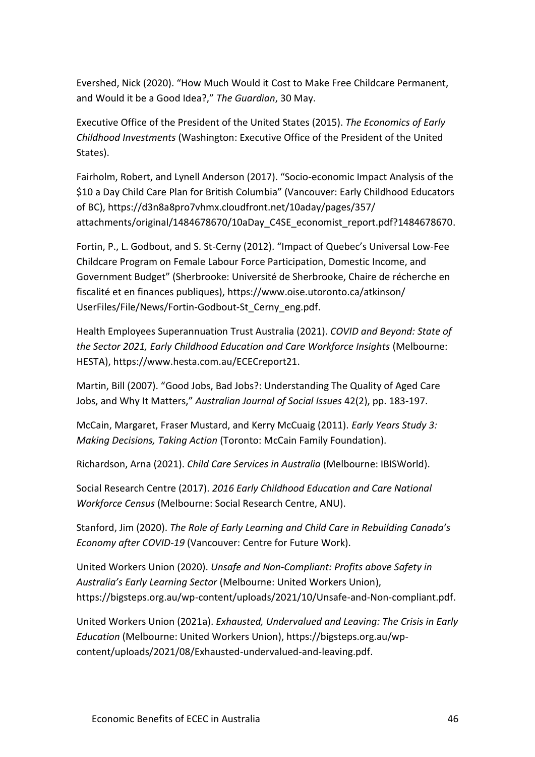Evershed, Nick (2020). "How Much Would it Cost to Make Free Childcare Permanent, and Would it be a Good Idea?," *The Guardian*, 30 May.

Executive Office of the President of the United States (2015). *The Economics of Early Childhood Investments* (Washington: Executive Office of the President of the United States).

Fairholm, Robert, and Lynell Anderson (2017). "Socio-economic Impact Analysis of the $10 a Day Child Care Plan for British Columbia" (Vancouver: Early Childhood Educators of BC), https://d3n8a8pro7vhmx.cloudfront.net/10aday/pages/357/attachments/original/1484678670/10aDay_C4SE_economist_report.pdf?1484678670.

Fortin, P., L. Godbout, and S. St-Cerny (2012). "Impact of Quebec's Universal Low-Fee Childcare Program on Female Labour Force Participation, Domestic Income, and Government Budget" (Sherbrooke: Université de Sherbrooke, Chaire de récherche en fiscalité et en finances publiques), https://www.oise.utoronto.ca/atkinson/UserFiles/File/News/Fortin-Godbout-St_Cerny_eng.pdf.

Health Employees Superannuation Trust Australia (2021). *COVID and Beyond: State of the Sector 2021, Early Childhood Education and Care Workforce Insights* (Melbourne: HESTA), https://www.hesta.com.au/ECECreport21.

Martin, Bill (2007). "Good Jobs, Bad Jobs?: Understanding The Quality of Aged Care Jobs, and Why It Matters," *Australian Journal of Social Issues* 42(2), pp. 183-197.

McCain, Margaret, Fraser Mustard, and Kerry McCuaig (2011). *Early Years Study 3: Making Decisions, Taking Action* (Toronto: McCain Family Foundation).

Richardson, Arna (2021). *Child Care Services in Australia* (Melbourne: IBISWorld).

Social Research Centre (2017). *2016 Early Childhood Education and Care National Workforce Census* (Melbourne: Social Research Centre, ANU).

Stanford, Jim (2020). *The Role of Early Learning and Child Care in Rebuilding Canada's Economy after COVID-19* (Vancouver: Centre for Future Work).

United Workers Union (2020). *Unsafe and Non-Compliant: Profits above Safety in Australia's Early Learning Sector* (Melbourne: United Workers Union), https://bigsteps.org.au/wp-content/uploads/2021/10/Unsafe-and-Non-compliant.pdf.

United Workers Union (2021a). *Exhausted, Undervalued and Leaving: The Crisis in Early Education* (Melbourne: United Workers Union), https://bigsteps.org.au/wp-content/uploads/2021/08/Exhausted-undervalued-and-leaving.pdf.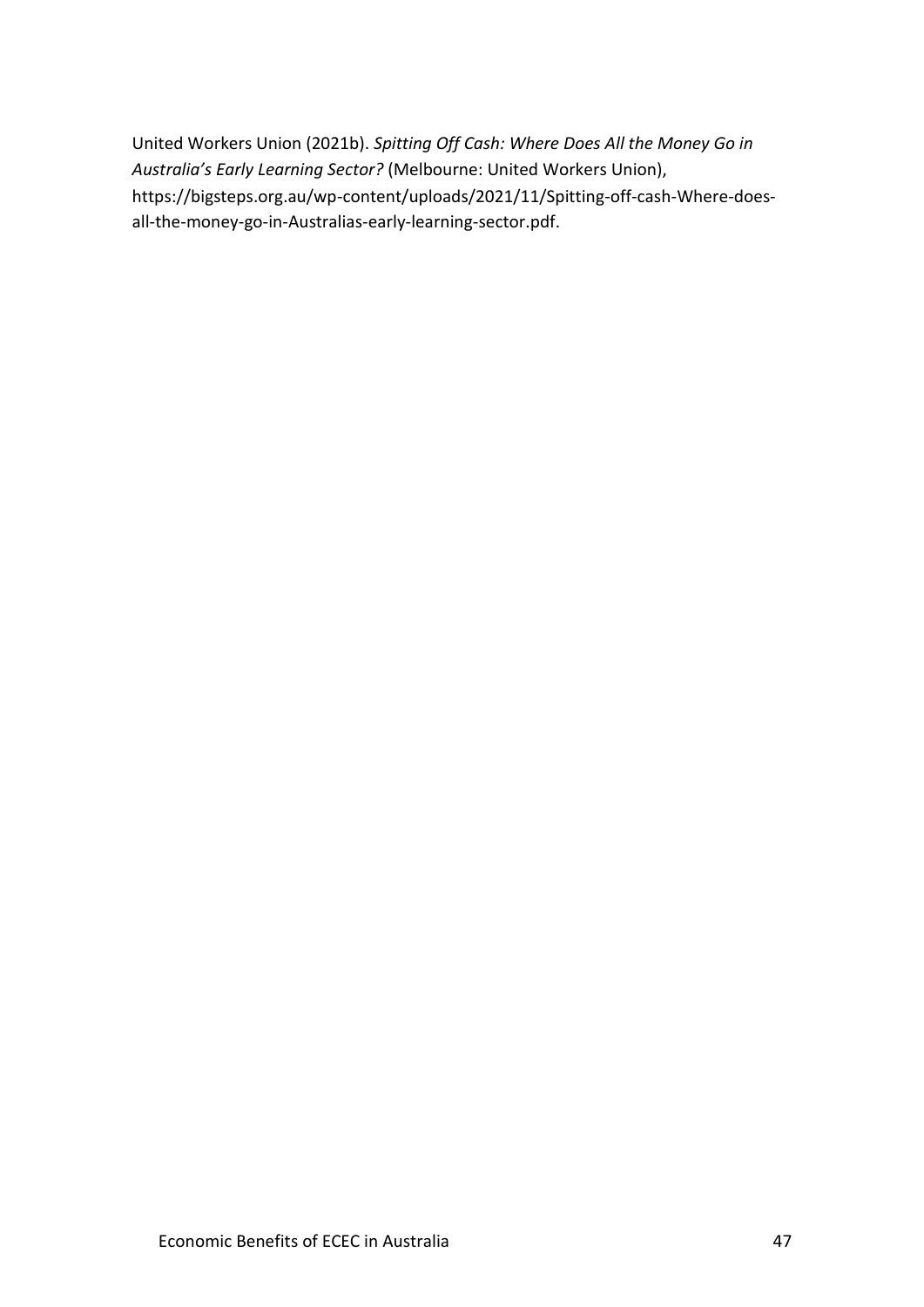United Workers Union (2021b). *Spitting Off Cash: Where Does All the Money Go in Australia's Early Learning Sector?* (Melbourne: United Workers Union), https://bigsteps.org.au/wp-content/uploads/2021/11/Spitting-off-cash-Where-does-all-the-money-go-in-Australias-early-learning-sector.pdf.